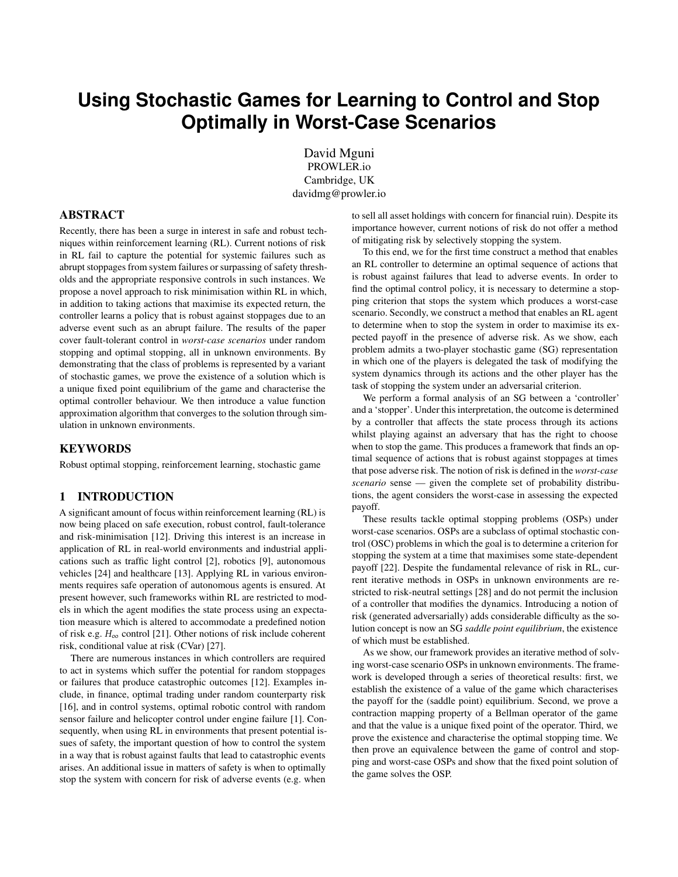# Using Stochastic Games for Learning to Control and Stop Optimally in Worst-Case Scenarios

David Mguni
PROWLER.io
Cambridge, UK
davidmg@prowler.io

## ABSTRACT

Recently, there has been a surge in interest in safe and robust techniques within reinforcement learning (RL). Current notions of risk in RL fail to capture the potential for systemic failures such as abrupt stoppages from system failures or surpassing of safety thresholds and the appropriate responsive controls in such instances. We propose a novel approach to risk minimisation within RL in which, in addition to taking actions that maximise its expected return, the controller learns a policy that is robust against stoppages due to an adverse event such as an abrupt failure. The results of the paper cover fault-tolerant control in *worst-case scenarios* under random stopping and optimal stopping, all in unknown environments. By demonstrating that the class of problems is represented by a variant of stochastic games, we prove the existence of a solution which is a unique fixed point equilibrium of the game and characterise the optimal controller behaviour. We then introduce a value function approximation algorithm that converges to the solution through simulation in unknown environments.

## KEYWORDS

Robust optimal stopping, reinforcement learning, stochastic game

## 1 INTRODUCTION

A significant amount of focus within reinforcement learning (RL) is now being placed on safe execution, robust control, fault-tolerance and risk-minimisation [12]. Driving this interest is an increase in application of RL in real-world environments and industrial applications such as traffic light control [2], robotics [9], autonomous vehicles [24] and healthcare [13]. Applying RL in various environments requires safe operation of autonomous agents is ensured. At present however, such frameworks within RL are restricted to models in which the agent modifies the state process using an expectation measure which is altered to accommodate a predefined notion of risk e.g. $H_\infty$ control [21]. Other notions of risk include coherent risk, conditional value at risk (CVar) [27].

There are numerous instances in which controllers are required to act in systems which suffer the potential for random stoppages or failures that produce catastrophic outcomes [12]. Examples include, in finance, optimal trading under random counterparty risk [16], and in control systems, optimal robotic control with random sensor failure and helicopter control under engine failure [1]. Consequently, when using RL in environments that present potential issues of safety, the important question of how to control the system in a way that is robust against faults that lead to catastrophic events arises. An additional issue in matters of safety is when to optimally stop the system with concern for risk of adverse events (e.g. when to sell all asset holdings with concern for financial ruin). Despite its importance however, current notions of risk do not offer a method of mitigating risk by selectively stopping the system.

To this end, we for the first time construct a method that enables an RL controller to determine an optimal sequence of actions that is robust against failures that lead to adverse events. In order to find the optimal control policy, it is necessary to determine a stopping criterion that stops the system which produces a worst-case scenario. Secondly, we construct a method that enables an RL agent to determine when to stop the system in order to maximise its expected payoff in the presence of adverse risk. As we show, each problem admits a two-player stochastic game (SG) representation in which one of the players is delegated the task of modifying the system dynamics through its actions and the other player has the task of stopping the system under an adversarial criterion.

We perform a formal analysis of an SG between a 'controller' and a 'stopper'. Under this interpretation, the outcome is determined by a controller that affects the state process through its actions whilst playing against an adversary that has the right to choose when to stop the game. This produces a framework that finds an optimal sequence of actions that is robust against stoppages at times that pose adverse risk. The notion of risk is defined in the *worst-case scenario* sense — given the complete set of probability distributions, the agent considers the worst-case in assessing the expected payoff.

These results tackle optimal stopping problems (OSPs) under worst-case scenarios. OSPs are a subclass of optimal stochastic control (OSC) problems in which the goal is to determine a criterion for stopping the system at a time that maximises some state-dependent payoff [22]. Despite the fundamental relevance of risk in RL, current iterative methods in OSPs in unknown environments are restricted to risk-neutral settings [28] and do not permit the inclusion of a controller that modifies the dynamics. Introducing a notion of risk (generated adversarially) adds considerable difficulty as the solution concept is now an SG *saddle point equilibrium*, the existence of which must be established.

As we show, our framework provides an iterative method of solving worst-case scenario OSPs in unknown environments. The framework is developed through a series of theoretical results: first, we establish the existence of a value of the game which characterises the payoff for the (saddle point) equilibrium. Second, we prove a contraction mapping property of a Bellman operator of the game and that the value is a unique fixed point of the operator. Third, we prove the existence and characterise the optimal stopping time. We then prove an equivalence between the game of control and stopping and worst-case OSPs and show that the fixed point solution of the game solves the OSP.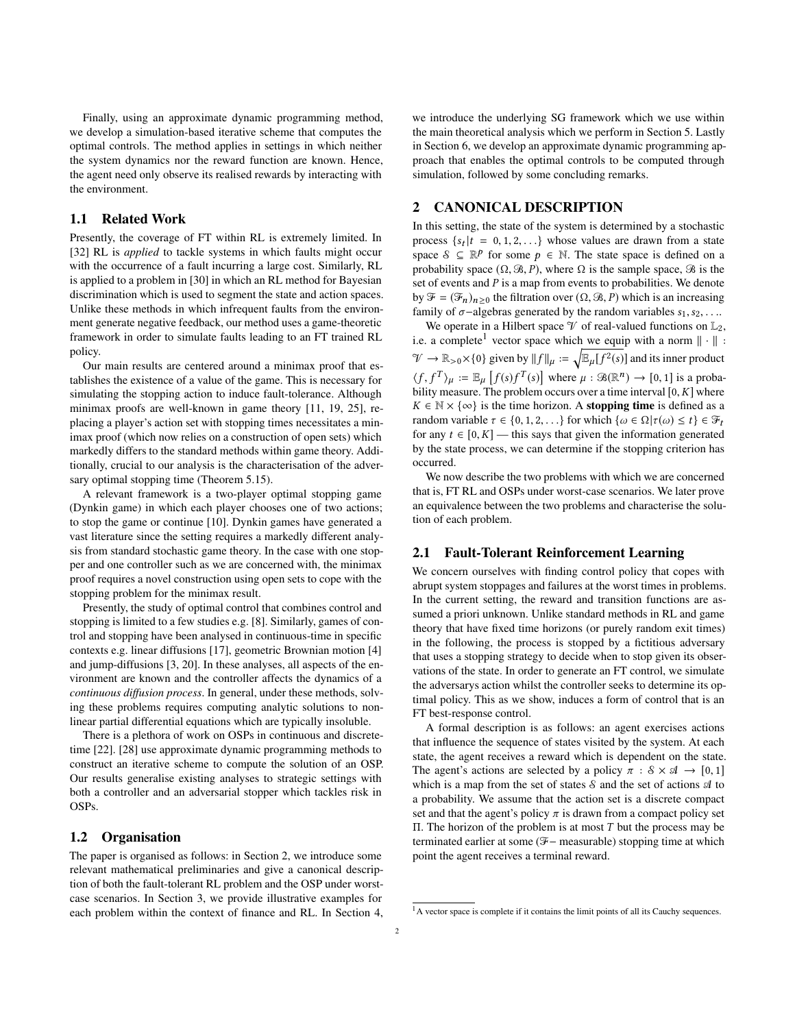Finally, using an approximate dynamic programming method, we develop a simulation-based iterative scheme that computes the optimal controls. The method applies in settings in which neither the system dynamics nor the reward function are known. Hence, the agent need only observe its realised rewards by interacting with the environment.

### 1.1 Related Work

Presently, the coverage of FT within RL is extremely limited. In [32] RL is *applied* to tackle systems in which faults might occur with the occurrence of a fault incurring a large cost. Similarly, RL is applied to a problem in [30] in which an RL method for Bayesian discrimination which is used to segment the state and action spaces. Unlike these methods in which infrequent faults from the environment generate negative feedback, our method uses a game-theoretic framework in order to simulate faults leading to an FT trained RL policy.

Our main results are centered around a minimax proof that establishes the existence of a value of the game. This is necessary for simulating the stopping action to induce fault-tolerance. Although minimax proofs are well-known in game theory [11, 19, 25], replacing a player's action set with stopping times necessitates a minimax proof (which now relies on a construction of open sets) which markedly differs to the standard methods within game theory. Additionally, crucial to our analysis is the characterisation of the adversary optimal stopping time (Theorem 5.15).

A relevant framework is a two-player optimal stopping game (Dynkin game) in which each player chooses one of two actions; to stop the game or continue [10]. Dynkin games have generated a vast literature since the setting requires a markedly different analysis from standard stochastic game theory. In the case with one stopper and one controller such as we are concerned with, the minimax proof requires a novel construction using open sets to cope with the stopping problem for the minimax result.

Presently, the study of optimal control that combines control and stopping is limited to a few studies e.g. [8]. Similarly, games of control and stopping have been analysed in continuous-time in specific contexts e.g. linear diffusions [17], geometric Brownian motion [4] and jump-diffusions [3, 20]. In these analyses, all aspects of the environment are known and the controller affects the dynamics of a *continuous diffusion process*. In general, under these methods, solving these problems requires computing analytic solutions to non-linear partial differential equations which are typically insoluble.

There is a plethora of work on OSPs in continuous and discrete-time [22]. [28] use approximate dynamic programming methods to construct an iterative scheme to compute the solution of an OSP. Our results generalise existing analyses to strategic settings with both a controller and an adversarial stopper which tackles risk in OSPs.

### 1.2 Organisation

The paper is organised as follows: in Section 2, we introduce some relevant mathematical preliminaries and give a canonical description of both the fault-tolerant RL problem and the OSP under worst-case scenarios. In Section 3, we provide illustrative examples for each problem within the context of finance and RL. In Section 4, we introduce the underlying SG framework which we use within the main theoretical analysis which we perform in Section 5. Lastly in Section 6, we develop an approximate dynamic programming approach that enables the optimal controls to be computed through simulation, followed by some concluding remarks.

## 2 CANONICAL DESCRIPTION

In this setting, the state of the system is determined by a stochastic process $\{s_t | t = 0, 1, 2, \ldots\}$ whose values are drawn from a state space $\mathcal{S} \subseteq \mathbb{R}^p$ for some $p \in \mathbb{N}$. The state space is defined on a probability space $(\Omega, \mathcal{B}, P)$, where $\Omega$ is the sample space, $\mathcal{B}$ is the set of events and $P$ is a map from events to probabilities. We denote by $\mathcal{F} = (\mathcal{F}_n)_{n \geq 0}$ the filtration over $(\Omega, \mathcal{B}, P)$ which is an increasing family of $\sigma-$algebras generated by the random variables $s_1, s_2, \ldots$.

We operate in a Hilbert space $\mathcal{V}$ of real-valued functions on $\mathbb{L}_2$, i.e. a complete[1] vector space which we equip with a norm $\| \cdot \| : \mathcal{V} \to \mathbb{R}_{>0} \times \{0\}$ given by $\|f\|_\mu := \sqrt{\mathbb{E}_\mu[f^2(s)]}$ and its inner product $\langle f, f^T \rangle_\mu := \mathbb{E}_\mu \left[ f(s) f^T(s) \right]$ where $\mu : \mathcal{B}(\mathbb{R}^n) \to [0, 1]$ is a probability measure. The problem occurs over a time interval $[0, K]$ where $K \in \mathbb{N} \times \{\infty\}$ is the time horizon. A **stopping time** is defined as a random variable $\tau \in \{0, 1, 2, \ldots\}$ for which $\{\omega \in \Omega | \tau(\omega) \leq t\} \in \mathcal{F}_t$ for any $t \in [0, K]$ — this says that given the information generated by the state process, we can determine if the stopping criterion has occurred.

We now describe the two problems with which we are concerned that is, FT RL and OSPs under worst-case scenarios. We later prove an equivalence between the two problems and characterise the solution of each problem.

### 2.1 Fault-Tolerant Reinforcement Learning

We concern ourselves with finding control policy that copes with abrupt system stoppages and failures at the worst times in problems. In the current setting, the reward and transition functions are assumed a priori unknown. Unlike standard methods in RL and game theory that have fixed time horizons (or purely random exit times) in the following, the process is stopped by a fictitious adversary that uses a stopping strategy to decide when to stop given its observations of the state. In order to generate an FT control, we simulate the adversarys action whilst the controller seeks to determine its optimal policy. This as we show, induces a form of control that is an FT best-response control.

A formal description is as follows: an agent exercises actions that influence the sequence of states visited by the system. At each state, the agent receives a reward which is dependent on the state. The agent's actions are selected by a policy $\pi : \mathcal{S} \times \mathcal{A} \to [0, 1]$ which is a map from the set of states $\mathcal{S}$ and the set of actions $\mathcal{A}$ to a probability. We assume that the action set is a discrete compact set and that the agent's policy $\pi$ is drawn from a compact policy set $\Pi$. The horizon of the problem is at most $T$ but the process may be terminated earlier at some ($\mathcal{F}-$ measurable) stopping time at which point the agent receives a terminal reward.

[1] A vector space is complete if it contains the limit points of all its Cauchy sequences.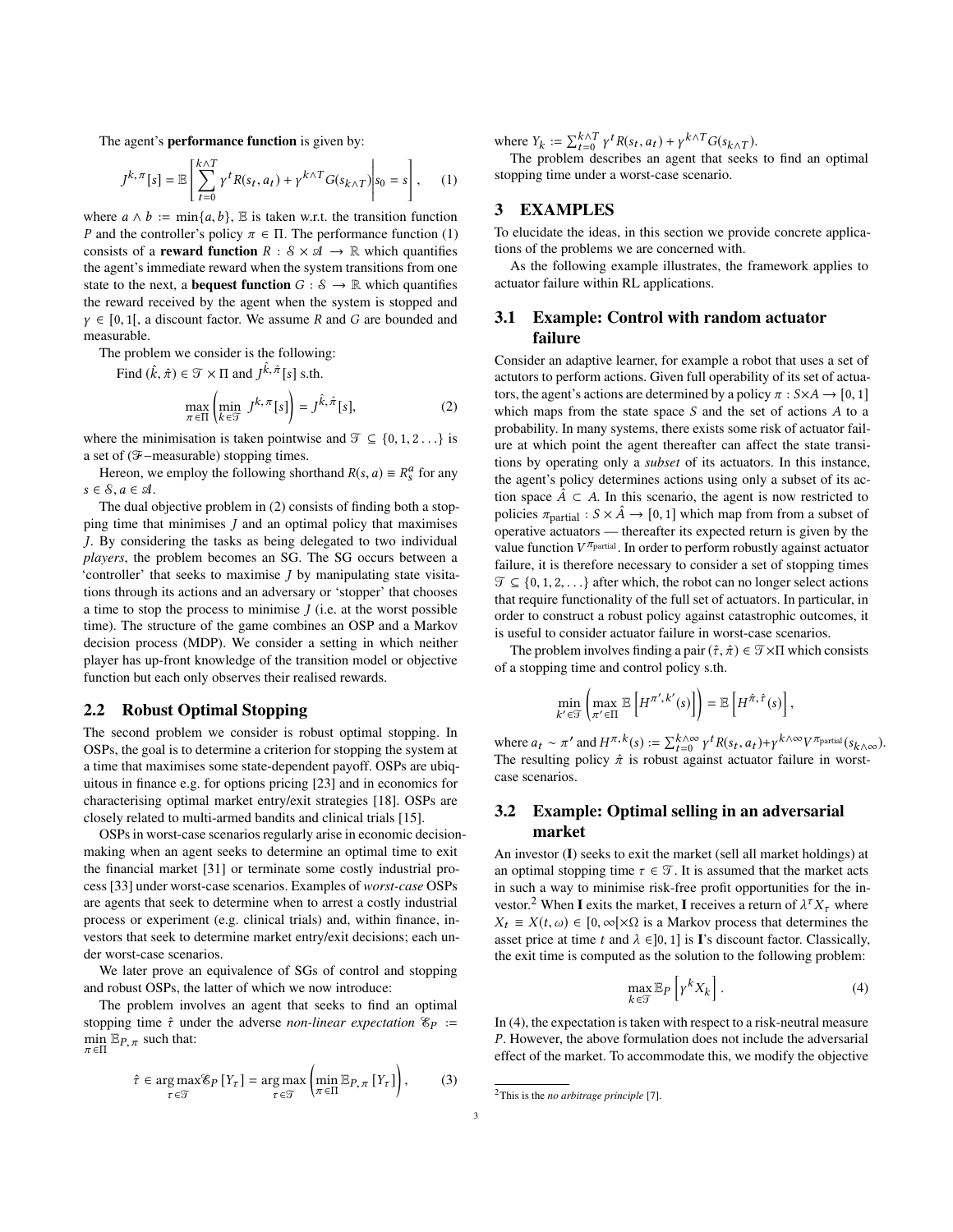The agent's **performance function** is given by:

$$J^{k,\pi}[s] = \mathbb{E}\left[\sum_{t=0}^{k\wedge T} \gamma^t R(s_t, a_t) + \gamma^{k\wedge T} G(s_{k\wedge T})\middle| s_0 = s\right], \quad (1)$$

where $a \wedge b := \min\{a, b\}$, $\mathbb{E}$ is taken w.r.t. the transition function $P$ and the controller's policy $\pi \in \Pi$. The performance function (1) consists of a **reward function** $R : \mathcal{S} \times \mathcal{A} \to \mathbb{R}$ which quantifies the agent's immediate reward when the system transitions from one state to the next, a **bequest function** $G : \mathcal{S} \to \mathbb{R}$ which quantifies the reward received by the agent when the system is stopped and $\gamma \in [0, 1[$, a discount factor. We assume $R$ and $G$ are bounded and measurable.

The problem we consider is the following:

Find $(\hat{k}, \hat{\pi}) \in \mathcal{T} \times \Pi$ and $J^{\hat{k},\hat{\pi}}[s]$ s.th.

$$\max_{\pi\in\Pi}\left(\min_{k\in\mathcal{T}} J^{k,\pi}[s]\right) = J^{\hat{k},\hat{\pi}}[s], \quad (2)$$

where the minimisation is taken pointwise and $\mathcal{T} \subseteq \{0, 1, 2 \ldots\}$ is a set of ($\mathcal{F}$−measurable) stopping times.

Hereon, we employ the following shorthand $R(s, a) \equiv R_s^a$ for any $s \in \mathcal{S}, a \in \mathcal{A}$.

The dual objective problem in (2) consists of finding both a stopping time that minimises $J$ and an optimal policy that maximises $J$. By considering the tasks as being delegated to two individual *players*, the problem becomes an SG. The SG occurs between a 'controller' that seeks to maximise $J$ by manipulating state visitations through its actions and an adversary or 'stopper' that chooses a time to stop the process to minimise $J$ (i.e. at the worst possible time). The structure of the game combines an OSP and a Markov decision process (MDP). We consider a setting in which neither player has up-front knowledge of the transition model or objective function but each only observes their realised rewards.

## 2.2 Robust Optimal Stopping

The second problem we consider is robust optimal stopping. In OSPs, the goal is to determine a criterion for stopping the system at a time that maximises some state-dependent payoff. OSPs are ubiquitous in finance e.g. for options pricing [23] and in economics for characterising optimal market entry/exit strategies [18]. OSPs are closely related to multi-armed bandits and clinical trials [15].

OSPs in worst-case scenarios regularly arise in economic decision-making when an agent seeks to determine an optimal time to exit the financial market [31] or terminate some costly industrial process [33] under worst-case scenarios. Examples of *worst-case* OSPs are agents that seek to determine when to arrest a costly industrial process or experiment (e.g. clinical trials) and, within finance, investors that seek to determine market entry/exit decisions; each under worst-case scenarios.

We later prove an equivalence of SGs of control and stopping and robust OSPs, the latter of which we now introduce:

The problem involves an agent that seeks to find an optimal stopping time $\hat{\tau}$ under the adverse *non-linear expectation* $\mathcal{E}_P := \min_{\pi\in\Pi} \mathbb{E}_{P,\pi}$ such that:

$$\hat{\tau} \in \arg\max_{\tau\in\mathcal{T}} \mathcal{E}_P [Y_\tau] = \arg\max_{\tau\in\mathcal{T}}\left(\min_{\pi\in\Pi} \mathbb{E}_{P,\pi} [Y_\tau]\right), \quad (3)$$

where $Y_k := \sum_{t=0}^{k\wedge T} \gamma^t R(s_t, a_t) + \gamma^{k\wedge T} G(s_{k\wedge T})$.

The problem describes an agent that seeks to find an optimal stopping time under a worst-case scenario.

# 3 EXAMPLES

To elucidate the ideas, in this section we provide concrete applications of the problems we are concerned with.

As the following example illustrates, the framework applies to actuator failure within RL applications.

## 3.1 Example: Control with random actuator failure

Consider an adaptive learner, for example a robot that uses a set of actutors to perform actions. Given full operability of its set of actuators, the agent's actions are determined by a policy $\pi : S \times A \to [0, 1]$ which maps from the state space $S$ and the set of actions $A$ to a probability. In many systems, there exists some risk of actuator failure at which point the agent thereafter can affect the state transitions by operating only a *subset* of its actuators. In this instance, the agent's policy determines actions using only a subset of its action space $\hat{A} \subset A$. In this scenario, the agent is now restricted to policies $\pi_{\text{partial}} : S \times \hat{A} \to [0, 1]$ which map from from a subset of operative actuators — thereafter its expected return is given by the value function $V^{\pi_{\text{partial}}}$. In order to perform robustly against actuator failure, it is therefore necessary to consider a set of stopping times $\mathcal{T} \subseteq \{0, 1, 2, \ldots\}$ after which, the robot can no longer select actions that require functionality of the full set of actuators. In particular, in order to construct a robust policy against catastrophic outcomes, it is useful to consider actuator failure in worst-case scenarios.

The problem involves finding a pair $(\hat{\tau}, \hat{\pi}) \in \mathcal{T} \times \Pi$ which consists of a stopping time and control policy s.th.

$$\min_{k'\in\mathcal{T}}\left(\max_{\pi'\in\Pi} \mathbb{E}\left[H^{\pi',k'}(s)\right]\right) = \mathbb{E}\left[H^{\hat{\pi},\hat{\tau}}(s)\right],$$

where $a_t \sim \pi'$ and $H^{\pi,k}(s) := \sum_{t=0}^{k\wedge\infty} \gamma^t R(s_t, a_t) + \gamma^{k\wedge\infty} V^{\pi_{\text{partial}}}(s_{k\wedge\infty})$. The resulting policy $\hat{\pi}$ is robust against actuator failure in worst-case scenarios.

## 3.2 Example: Optimal selling in an adversarial market

An investor (**I**) seeks to exit the market (sell all market holdings) at an optimal stopping time $\tau \in \mathcal{T}$. It is assumed that the market acts in such a way to minimise risk-free profit opportunities for the investor.[2] When **I** exits the market, **I** receives a return of $\lambda^\tau X_\tau$ where $X_t \equiv X(t, \omega) \in [0, \infty[\times\Omega$ is a Markov process that determines the asset price at time $t$ and $\lambda \in ]0, 1]$ is **I**'s discount factor. Classically, the exit time is computed as the solution to the following problem:

$$\max_{k\in\mathcal{T}} \mathbb{E}_P\left[\gamma^k X_k\right]. \quad (4)$$

In (4), the expectation is taken with respect to a risk-neutral measure $P$. However, the above formulation does not include the adversarial effect of the market. To accommodate this, we modify the objective

[2] This is the *no arbitrage principle* [7].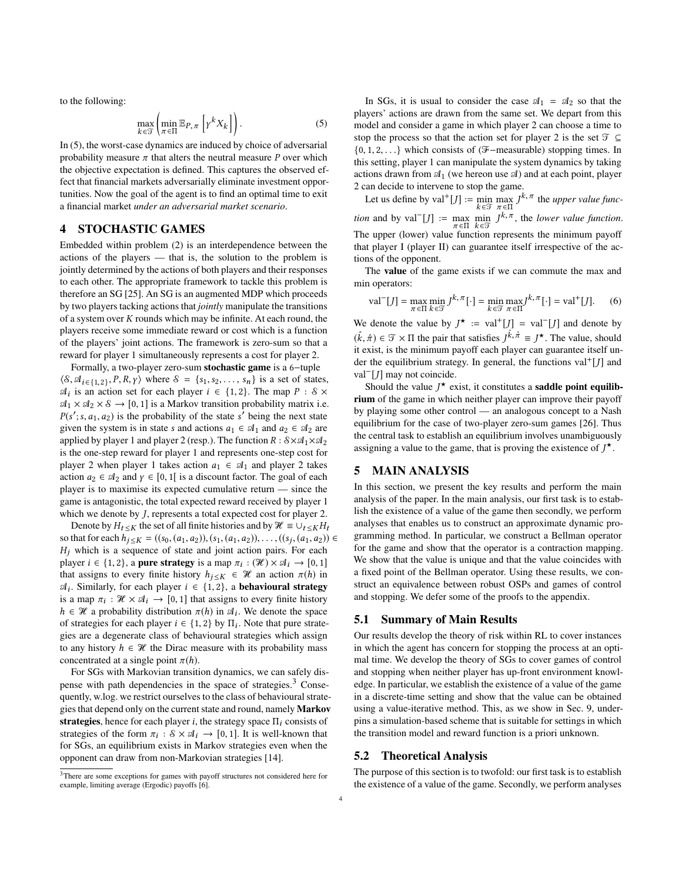to the following:

$$\max_{k \in \mathcal{T}} \left( \min_{\pi \in \Pi} \mathbb{E}_{P,\pi} \left[ \gamma^k X_k \right] \right). \tag{5}$$

In (5), the worst-case dynamics are induced by choice of adversarial probability measure $\pi$ that alters the neutral measure $P$ over which the objective expectation is defined. This captures the observed effect that financial markets adversarially eliminate investment opportunities. Now the goal of the agent is to find an optimal time to exit a financial market *under an adversarial market scenario*.

# 4 STOCHASTIC GAMES

Embedded within problem (2) is an interdependence between the actions of the players — that is, the solution to the problem is jointly determined by the actions of both players and their responses to each other. The appropriate framework to tackle this problem is therefore an SG [25]. An SG is an augmented MDP which proceeds by two players tacking actions that *jointly* manipulate the transitions of a system over $K$ rounds which may be infinite. At each round, the players receive some immediate reward or cost which is a function of the players' joint actions. The framework is zero-sum so that a reward for player 1 simultaneously represents a cost for player 2.

Formally, a two-player zero-sum **stochastic game** is a 6−tuple $\langle \mathcal{S}, \mathcal{A}_{i \in \{1,2\}}, P, R, \gamma \rangle$ where $\mathcal{S} = \{s_1, s_2, \ldots, s_n\}$ is a set of states, $\mathcal{A}_i$ is an action set for each player $i \in \{1, 2\}$. The map $P : \mathcal{S} \times \mathcal{A}_1 \times \mathcal{A}_2 \times \mathcal{S} \to [0, 1]$ is a Markov transition probability matrix i.e. $P(s'; s, a_1, a_2)$ is the probability of the state $s'$ being the next state given the system is in state $s$ and actions $a_1 \in \mathcal{A}_1$ and $a_2 \in \mathcal{A}_2$ are applied by player 1 and player 2 (resp.). The function $R : \mathcal{S} \times \mathcal{A}_1 \times \mathcal{A}_2$ is the one-step reward for player 1 and represents one-step cost for player 2 when player 1 takes action $a_1 \in \mathcal{A}_1$ and player 2 takes action $a_2 \in \mathcal{A}_2$ and $\gamma \in [0, 1[$ is a discount factor. The goal of each player is to maximise its expected cumulative return — since the game is antagonistic, the total expected reward received by player 1 which we denote by $J$, represents a total expected cost for player 2.

Denote by $H_{t \leq K}$ the set of all finite histories and by $\mathcal{H} \equiv \cup_{t \leq K} H_t$ so that for each $h_{j \leq K} = ((s_0, (a_1, a_2)), (s_1, (a_1, a_2)), \ldots, ((s_j, (a_1, a_2)) \in H_j$ which is a sequence of state and joint action pairs. For each player $i \in \{1, 2\}$, a **pure strategy** is a map $\pi_i : (\mathcal{H}) \times \mathcal{A}_i \to [0, 1]$ that assigns to every finite history $h_{j \leq K} \in \mathcal{H}$ an action $\pi(h)$ in $\mathcal{A}_i$. Similarly, for each player $i \in \{1, 2\}$, a **behavioural strategy** is a map $\pi_i : \mathcal{H} \times \mathcal{A}_i \to [0, 1]$ that assigns to every finite history $h \in \mathcal{H}$ a probability distribution $\pi(h)$ in $\mathcal{A}_i$. We denote the space of strategies for each player $i \in \{1, 2\}$ by $\Pi_i$. Note that pure strategies are a degenerate class of behavioural strategies which assign to any history $h \in \mathcal{H}$ the Dirac measure with its probability mass concentrated at a single point $\pi(h)$.

For SGs with Markovian transition dynamics, we can safely dispense with path dependencies in the space of strategies.[3] Consequently, w.log. we restrict ourselves to the class of behavioural strategies that depend only on the current state and round, namely **Markov strategies**, hence for each player $i$, the strategy space $\Pi_i$ consists of strategies of the form $\pi_i : \mathcal{S} \times \mathcal{A}_i \to [0, 1]$. It is well-known that for SGs, an equilibrium exists in Markov strategies even when the opponent can draw from non-Markovian strategies [14].

[3] There are some exceptions for games with payoff structures not considered here for example, limiting average (Ergodic) payoffs [6].

In SGs, it is usual to consider the case $\mathcal{A}_1 = \mathcal{A}_2$ so that the players' actions are drawn from the same set. We depart from this model and consider a game in which player 2 can choose a time to stop the process so that the action set for player 2 is the set $\mathcal{T} \subseteq \{0, 1, 2, \ldots\}$ which consists of ($\mathcal{F}$−measurable) stopping times. In this setting, player 1 can manipulate the system dynamics by taking actions drawn from $\mathcal{A}_1$ (we hereon use $\mathcal{A}$) and at each point, player 2 can decide to intervene to stop the game.

Let us define by $\text{val}^+[J] := \min_{k \in \mathcal{T}} \max_{\pi \in \Pi} J^{k,\pi}$ the *upper value function* and by $\text{val}^-[J] := \max_{\pi \in \Pi} \min_{k \in \mathcal{T}} J^{k,\pi}$, the *lower value function*. The upper (lower) value function represents the minimum payoff that player I (player II) can guarantee itself irrespective of the actions of the opponent.

The **value** of the game exists if we can commute the max and min operators:

$$\text{val}^-[J] = \max_{\pi \in \Pi} \min_{k \in \mathcal{T}} J^{k,\pi}[\cdot] = \min_{k \in \mathcal{T}} \max_{\pi \in \Pi} J^{k,\pi}[\cdot] = \text{val}^+[J]. \tag{6}$$

We denote the value by $J^\star := \text{val}^+[J] = \text{val}^-[J]$ and denote by $(\hat{k}, \hat{\pi}) \in \mathcal{T} \times \Pi$ the pair that satisfies $J^{\hat{k},\hat{\pi}} \equiv J^\star$. The value, should it exist, is the minimum payoff each player can guarantee itself under the equilibrium strategy. In general, the functions $\text{val}^+[J]$ and $\text{val}^-[J]$ may not coincide.

Should the value $J^\star$ exist, it constitutes a **saddle point equilibrium** of the game in which neither player can improve their payoff by playing some other control — an analogous concept to a Nash equilibrium for the case of two-player zero-sum games [26]. Thus the central task to establish an equilibrium involves unambiguously assigning a value to the game, that is proving the existence of $J^\star$.

# 5 MAIN ANALYSIS

In this section, we present the key results and perform the main analysis of the paper. In the main analysis, our first task is to establish the existence of a value of the game then secondly, we perform analyses that enables us to construct an approximate dynamic programming method. In particular, we construct a Bellman operator for the game and show that the operator is a contraction mapping. We show that the value is unique and that the value coincides with a fixed point of the Bellman operator. Using these results, we construct an equivalence between robust OSPs and games of control and stopping. We defer some of the proofs to the appendix.

## 5.1 Summary of Main Results

Our results develop the theory of risk within RL to cover instances in which the agent has concern for stopping the process at an optimal time. We develop the theory of SGs to cover games of control and stopping when neither player has up-front environment knowledge. In particular, we establish the existence of a value of the game in a discrete-time setting and show that the value can be obtained using a value-iterative method. This, as we show in Sec. 9, underpins a simulation-based scheme that is suitable for settings in which the transition model and reward function is a priori unknown.

## 5.2 Theoretical Analysis

The purpose of this section is to twofold: our first task is to establish the existence of a value of the game. Secondly, we perform analyses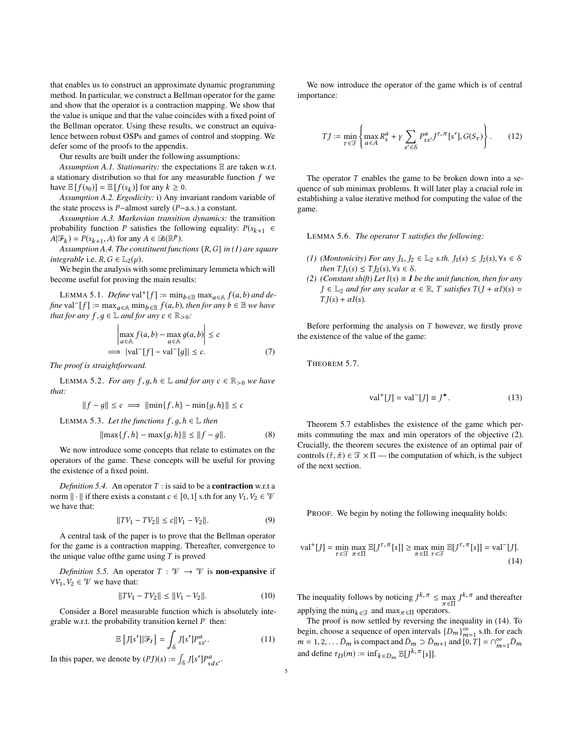that enables us to construct an approximate dynamic programming method. In particular, we construct a Bellman operator for the game and show that the operator is a contraction mapping. We show that the value is unique and that the value coincides with a fixed point of the Bellman operator. Using these results, we construct an equivalence between robust OSPs and games of control and stopping. We defer some of the proofs to the appendix.

Our results are built under the following assumptions:

*Assumption A.1. Stationarity:* the expectations $\mathbb{E}$ are taken w.r.t. a stationary distribution so that for any measurable function $f$ we have $\mathbb{E}[f(s_0)] = \mathbb{E}[f(s_k)]$ for any $k \geq 0$.

*Assumption A.2. Ergodicity:* i) Any invariant random variable of the state process is $P$−almost surely ($P$−a.s.) a constant.

*Assumption A.3. Markovian transition dynamics:* the transition probability function $P$ satisfies the following equality: $P(s_{k+1} \in A|\mathcal{F}_k) = P(s_{k+1}, A)$ for any $A \in \mathcal{B}(\mathbb{R}^p)$.

*Assumption A.4. The constituent functions* $\{R, G\}$ *in (1) are square integrable* i.e. $R, G \in \mathbb{L}_2(\mu)$.

We begin the analysis with some preliminary lemmeta which will become useful for proving the main results:

LEMMA 5.1. *Define* $\text{val}^+[f] := \min_{b\in\mathbb{B}} \max_{a\in\mathbb{A}} f(a, b)$ *and define* $\text{val}^-[f] := \max_{a\in\mathbb{A}} \min_{b\in\mathbb{B}} f(a, b)$*, then for any* $b \in \mathbb{B}$ *we have that for any* $f, g \in \mathbb{L}$ *and for any* $c \in \mathbb{R}_{>0}$*:*

$$\left|\max_{a\in\mathbb{A}} f(a, b) - \max_{a\in\mathbb{A}} g(a, b)\right| \leq c$$
$$\implies |\text{val}^-[f] - \text{val}^-[g]| \leq c. \tag{7}$$

*The proof is straightforward.*

LEMMA 5.2. *For any* $f, g, h \in \mathbb{L}$ *and for any* $c \in \mathbb{R}_{>0}$ *we have that:*

$$\|f - g\| \leq c \implies \|\min\{f, h\} - \min\{g, h\}\| \leq c$$

LEMMA 5.3. *Let the functions* $f, g, h \in \mathbb{L}$ *then*

$$\|\max\{f, h\} - \max\{g, h\}\| \leq \|f - g\|. \tag{8}$$

We now introduce some concepts that relate to estimates on the operators of the game. These concepts will be useful for proving the existence of a fixed point.

*Definition 5.4.* An operator $T$ : is said to be a **contraction** w.r.t a norm $\|\cdot\|$ if there exists a constant $c \in [0, 1[$ s.th for any $V_1, V_2 \in \mathcal{V}$ we have that:

$$\|TV_1 - TV_2\| \leq c\|V_1 - V_2\|. \tag{9}$$

A central task of the paper is to prove that the Bellman operator for the game is a contraction mapping. Thereafter, convergence to the unique value ofthe game using $T$ is proved

*Definition 5.5.* An operator $T : \mathcal{V} \to \mathcal{V}$ is **non-expansive** if $\forall V_1, V_2 \in \mathcal{V}$ we have that:

$$\|TV_1 - TV_2\| \leq \|V_1 - V_2\|. \tag{10}$$

Consider a Borel measurable function which is absolutely integrable w.r.t. the probability transition kernel $P^{\cdot}$ then:

$$\mathbb{E}\left[J[s']|\mathcal{F}_t\right] = \int_{\mathcal{S}} J[s']P^a_{ss'}. \tag{11}$$

In this paper, we denote by $(PJ)(s) := \int_{\mathcal{S}} J[s']P^a_{sds'}$.

We now introduce the operator of the game which is of central importance:

$$TJ := \min_{\tau\in\mathcal{T}} \left\{ \max_{a\in A} R^a_s + \gamma \sum_{s'\in\mathcal{S}} P^a_{ss'} J^{\tau,\pi}[s'], G(S_\tau) \right\}. \tag{12}$$

The operator $T$ enables the game to be broken down into a sequence of sub minimax problems. It will later play a crucial role in establishing a value iterative method for computing the value of the game.

LEMMA 5.6. *The operator* $T$ *satisfies the following:*

1. *(Montonicity) For any* $J_1, J_2 \in \mathbb{L}_2$ *s.th.* $J_1(s) \leq J_2(s), \forall s \in \mathcal{S}$ *then* $TJ_1(s) \leq TJ_2(s), \forall s \in \mathcal{S}$.
2. *(Constant shift) Let* $I(s) \equiv \mathbf{1}$ *be the unit function, then for any* $J \in \mathbb{L}_2$ *and for any scalar* $\alpha \in \mathbb{R}$*,* $T$ *satisfies* $T(J + \alpha I)(s) = TJ(s) + \alpha I(s)$.

Before performing the analysis on $T$ however, we firstly prove the existence of the value of the game:

THEOREM 5.7.

$$\text{val}^+[J] = \text{val}^-[J] \equiv J^\star. \tag{13}$$

Theorem 5.7 establishes the existence of the game which permits commuting the max and min operators of the objective (2). Crucially, the theorem secures the existence of an optimal pair of controls $(\hat{\tau}, \hat{\pi}) \in \mathcal{T} \times \Pi$ — the computation of which, is the subject of the next section.

PROOF. We begin by noting the following inequality holds:

$$\text{val}^+[J] = \min_{\tau\in\mathcal{T}} \max_{\pi\in\Pi} \mathbb{E}[J^{\tau,\pi}[s]] \geq \max_{\pi\in\Pi} \min_{\tau\in\mathcal{T}} \mathbb{E}[J^{\tau,\pi}[s]] = \text{val}^-[J]. \tag{14}$$

The inequality follows by noticing $J^{k,\pi} \leq \max_{\pi\in\Pi} J^{k,\pi}$ and thereafter applying the $\min_{k\in\mathcal{T}}$ and $\max_{\pi\in\Pi}$ operators.

The proof is now settled by reversing the inequality in (14). To begin, choose a sequence of open intervals $\{D_m\}_{m=1}^\infty$ s.th. for each $m = 1, 2, \ldots \bar{D}_m$ is compact and $\bar{D}_m \supset \bar{D}_{m+1}$ and $[0, T] = \cap_{m=1}^\infty \bar{D}_m$ and define $\tau_D(m) := \inf_{k\in D_m} \mathbb{E}[J^{k,\pi}[s]]$.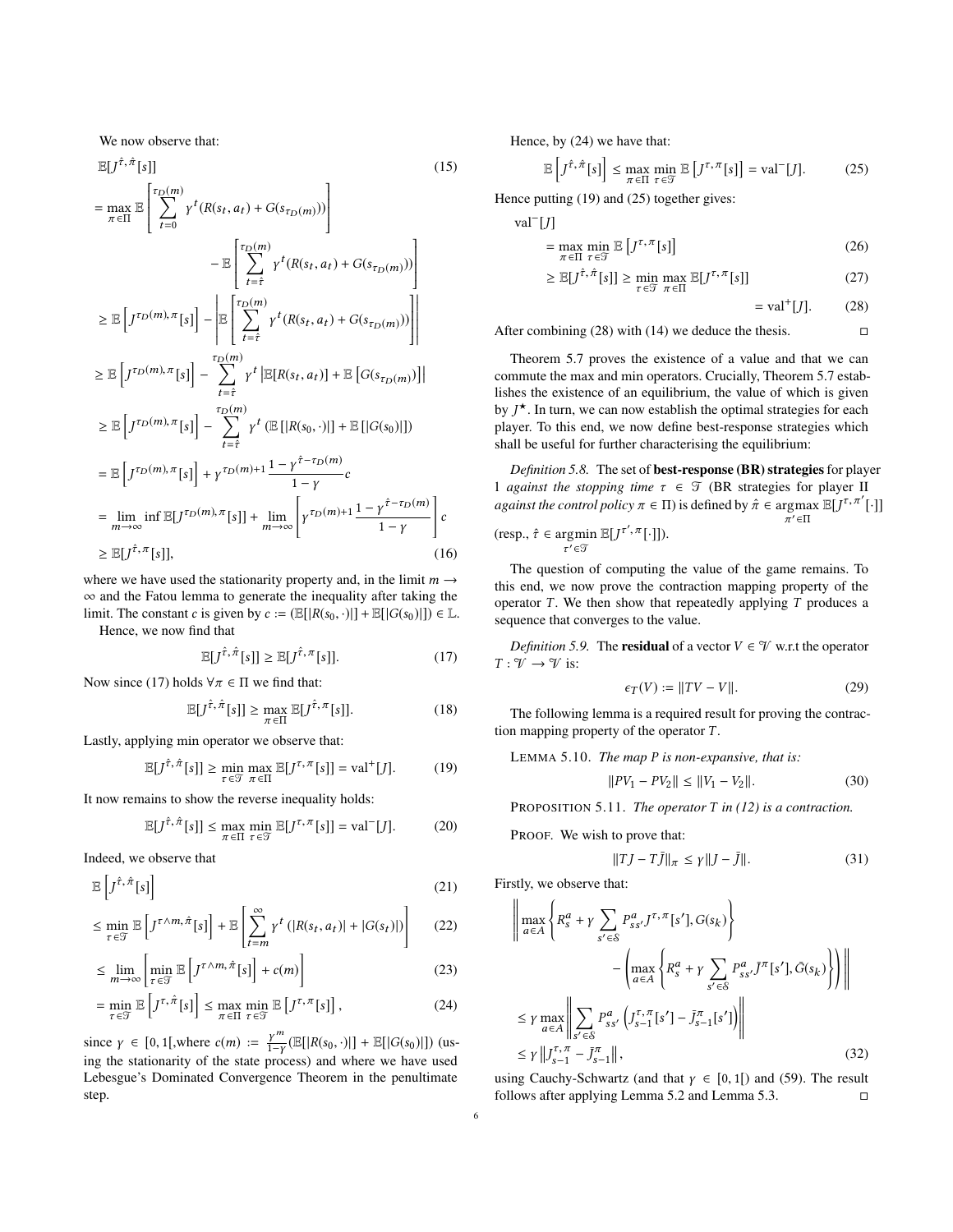We now observe that:

$$
\begin{aligned}
&\mathbb{E}[J^{\hat{\tau},\hat{\pi}}[s]] && (15)\\
&= \max_{\pi\in\Pi} \mathbb{E}\left[\sum_{t=0}^{\tau_D(m)} \gamma^t (R(s_t,a_t) + G(s_{\tau_D(m)}))\right] \\
&\qquad - \mathbb{E}\left[\sum_{t=\hat{\tau}}^{\tau_D(m)} \gamma^t (R(s_t,a_t) + G(s_{\tau_D(m)}))\right] \\
&\geq \mathbb{E}\left[J^{\tau_D(m),\pi}[s]\right] - \left|\mathbb{E}\left[\sum_{t=\hat{\tau}}^{\tau_D(m)} \gamma^t (R(s_t,a_t) + G(s_{\tau_D(m)}))\right]\right| \\
&\geq \mathbb{E}\left[J^{\tau_D(m),\pi}[s]\right] - \sum_{t=\hat{\tau}}^{\tau_D(m)} \gamma^t \left|\mathbb{E}[R(s_t,a_t)] + \mathbb{E}\left[G(s_{\tau_D(m)})\right]\right| \\
&\geq \mathbb{E}\left[J^{\tau_D(m),\pi}[s]\right] - \sum_{t=\hat{\tau}}^{\tau_D(m)} \gamma^t \left(\mathbb{E}\left[|R(s_0,\cdot)|\right] + \mathbb{E}\left[|G(s_0)|\right]\right) \\
&= \mathbb{E}\left[J^{\tau_D(m),\pi}[s]\right] + \gamma^{\tau_D(m)+1}\frac{1-\gamma^{\hat{\tau}-\tau_D(m)}}{1-\gamma}c \\
&= \lim_{m\to\infty} \inf \mathbb{E}[J^{\tau_D(m),\pi}[s]] + \lim_{m\to\infty}\left[\gamma^{\tau_D(m)+1}\frac{1-\gamma^{\hat{\tau}-\tau_D(m)}}{1-\gamma}\right]c \\
&\geq \mathbb{E}[J^{\hat{\tau},\pi}[s]], && (16)
\end{aligned}
$$

where we have used the stationarity property and, in the limit $m \to \infty$ and the Fatou lemma to generate the inequality after taking the limit. The constant $c$ is given by $c := (\mathbb{E}[|R(s_0,\cdot)|] + \mathbb{E}[|G(s_0)|]) \in \mathbb{L}$.

Hence, we now find that

$$\mathbb{E}[J^{\hat{\tau},\hat{\pi}}[s]] \geq \mathbb{E}[J^{\hat{\tau},\pi}[s]]. \tag{17}$$

Now since (17) holds $\forall \pi \in \Pi$ we find that:

$$\mathbb{E}[J^{\hat{\tau},\hat{\pi}}[s]] \geq \max_{\pi\in\Pi} \mathbb{E}[J^{\hat{\tau},\pi}[s]]. \tag{18}$$

Lastly, applying min operator we observe that:

$$\mathbb{E}[J^{\hat{\tau},\hat{\pi}}[s]] \geq \min_{\tau\in\mathcal{T}} \max_{\pi\in\Pi} \mathbb{E}[J^{\tau,\pi}[s]] = \text{val}^+[J]. \tag{19}$$

It now remains to show the reverse inequality holds:

$$\mathbb{E}[J^{\hat{\tau},\hat{\pi}}[s]] \leq \max_{\pi\in\Pi} \min_{\tau\in\mathcal{T}} \mathbb{E}[J^{\tau,\pi}[s]] = \text{val}^-[J]. \tag{20}$$

Indeed, we observe that

$$
\begin{aligned}
&\mathbb{E}\left[J^{\hat{\tau},\hat{\pi}}[s]\right] && (21)\\
&\leq \min_{\tau\in\mathcal{T}} \mathbb{E}\left[J^{\tau\wedge m,\hat{\pi}}[s]\right] + \mathbb{E}\left[\sum_{t=m}^{\infty} \gamma^t \left(|R(s_t,a_t)| + |G(s_t)|\right)\right] && (22)\\
&\leq \lim_{m\to\infty}\left[\min_{\tau\in\mathcal{T}} \mathbb{E}\left[J^{\tau\wedge m,\hat{\pi}}[s]\right] + c(m)\right] && (23)\\
&= \min_{\tau\in\mathcal{T}} \mathbb{E}\left[J^{\tau,\hat{\pi}}[s]\right] \leq \max_{\pi\in\Pi}\min_{\tau\in\mathcal{T}} \mathbb{E}\left[J^{\tau,\pi}[s]\right], && (24)
\end{aligned}
$$

since $\gamma \in [0,1[$,where $c(m) := \frac{\gamma^m}{1-\gamma}(\mathbb{E}[|R(s_0,\cdot)|] + \mathbb{E}[|G(s_0)|])$ (using the stationarity of the state process) and where we have used Lebesgue's Dominated Convergence Theorem in the penultimate step.

Hence, by (24) we have that:

$$\mathbb{E}\left[J^{\hat{\tau},\hat{\pi}}[s]\right] \leq \max_{\pi\in\Pi}\min_{\tau\in\mathcal{T}} \mathbb{E}\left[J^{\tau,\pi}[s]\right] = \text{val}^-[J]. \tag{25}$$

Hence putting (19) and (25) together gives:

$$
\begin{aligned}
\text{val}^-[J] &= \max_{\pi\in\Pi}\min_{\tau\in\mathcal{T}} \mathbb{E}\left[J^{\tau,\pi}[s]\right] && (26)\\
&\geq \mathbb{E}[J^{\hat{\tau},\hat{\pi}}[s]] \geq \min_{\tau\in\mathcal{T}}\max_{\pi\in\Pi} \mathbb{E}[J^{\tau,\pi}[s]] && (27)\\
&= \text{val}^+[J]. && (28)
\end{aligned}
$$

After combining (28) with (14) we deduce the thesis. □

Theorem 5.7 proves the existence of a value and that we can commute the max and min operators. Crucially, Theorem 5.7 establishes the existence of an equilibrium, the value of which is given by $J^\star$. In turn, we can now establish the optimal strategies for each player. To this end, we now define best-response strategies which shall be useful for further characterising the equilibrium:

*Definition 5.8.* The set of **best-response (BR) strategies** for player 1 *against the stopping time* $\tau \in \mathcal{T}$ (BR strategies for player II *against the control policy* $\pi \in \Pi$) is defined by $\hat{\pi} \in \underset{\pi'\in\Pi}{\operatorname{argmax}}\ \mathbb{E}[J^{\tau,\pi'}[\cdot]]$ (resp., $\hat{\tau} \in \underset{\tau'\in\mathcal{T}}{\operatorname{argmin}}\ \mathbb{E}[J^{\tau',\pi}[\cdot]]$).

The question of computing the value of the game remains. To this end, we now prove the contraction mapping property of the operator $T$. We then show that repeatedly applying $T$ produces a sequence that converges to the value.

*Definition 5.9.* The **residual** of a vector $V \in \mathcal{V}$ w.r.t the operator $T : \mathcal{V} \to \mathcal{V}$ is:

$$\epsilon_T(V) := \|TV - V\|. \tag{29}$$

The following lemma is a required result for proving the contraction mapping property of the operator $T$.

Lemma 5.10. *The map P is non-expansive, that is:*

$$\|PV_1 - PV_2\| \leq \|V_1 - V_2\|. \tag{30}$$

Proposition 5.11. *The operator T in (12) is a contraction.*

Proof. We wish to prove that:

$$\|TJ - T\bar{J}\|_\pi \leq \gamma\|J - \bar{J}\|. \tag{31}$$

Firstly, we observe that:

$$
\begin{aligned}
&\left\| \max_{a\in A}\left\{R_s^a + \gamma \sum_{s'\in\mathcal{S}} P_{ss'}^a J^{\tau,\pi}[s'], G(s_k)\right\} - \left(\max_{a\in A}\left\{R_s^a + \gamma\sum_{s'\in\mathcal{S}} P_{ss'}^a \bar{J}^\pi[s'], \bar{G}(s_k)\right\}\right)\right\| \\
&\leq \gamma \max_{a\in A}\left\|\sum_{s'\in\mathcal{S}} P_{ss'}^a\left(J_{s-1}^{\tau,\pi}[s'] - \bar{J}_{s-1}^{\pi}[s']\right)\right\| \\
&\leq \gamma\left\|J_{s-1}^{\tau,\pi} - \bar{J}_{s-1}^{\pi}\right\|, && (32)
\end{aligned}
$$

using Cauchy-Schwartz (and that $\gamma \in [0,1[$) and (59). The result follows after applying Lemma 5.2 and Lemma 5.3. □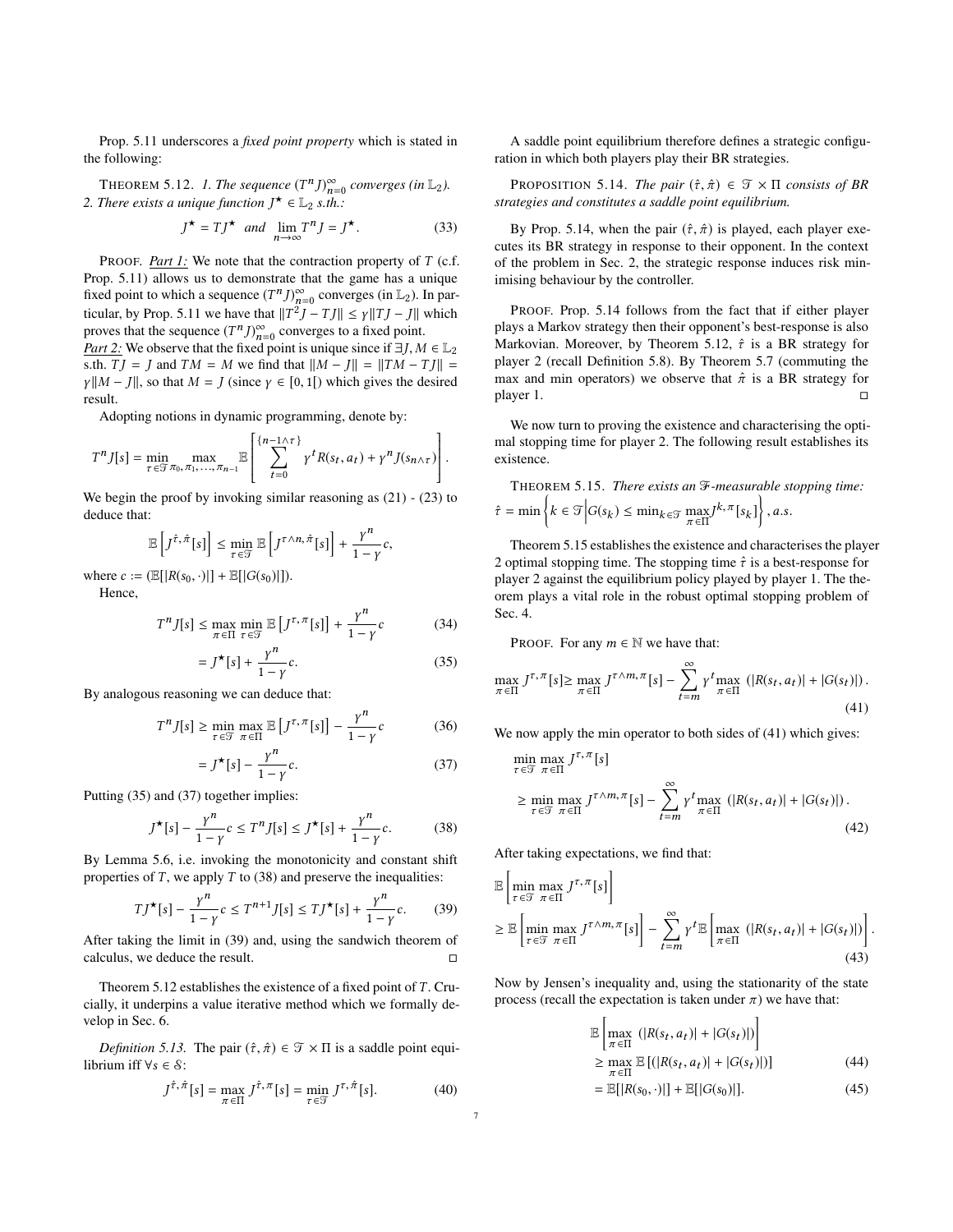Prop. 5.11 underscores a *fixed point property* which is stated in the following:

Theorem 5.12. *1. The sequence $(T^nJ)_{n=0}^{\infty}$ converges (in $\mathbb{L}_2$). 2. There exists a unique function $J^\star \in \mathbb{L}_2$ s.th.:*

$$J^\star = TJ^\star \quad \text{and} \quad \lim_{n\to\infty} T^nJ = J^\star. \tag{33}$$

Proof. *Part 1:* We note that the contraction property of $T$ (c.f. Prop. 5.11) allows us to demonstrate that the game has a unique fixed point to which a sequence $(T^nJ)_{n=0}^{\infty}$ converges (in $\mathbb{L}_2$). In particular, by Prop. 5.11 we have that $\|T^2J - TJ\| \leq \gamma\|TJ - J\|$ which proves that the sequence $(T^nJ)_{n=0}^{\infty}$ converges to a fixed point.
*Part 2:* We observe that the fixed point is unique since if $\exists J, M \in \mathbb{L}_2$ s.th. $TJ = J$ and $TM = M$ we find that $\|M - J\| = \|TM - TJ\| = \gamma\|M - J\|$, so that $M = J$ (since $\gamma \in [0, 1[$) which gives the desired result.

Adopting notions in dynamic programming, denote by:

$$T^nJ[s] = \min_{\tau\in\mathcal{T}} \max_{\pi_0,\pi_1,\ldots,\pi_{n-1}} \mathbb{E}\left[\sum_{t=0}^{\{n-1\wedge\tau\}} \gamma^t R(s_t, a_t) + \gamma^n J(s_{n\wedge\tau})\right].$$

We begin the proof by invoking similar reasoning as (21) - (23) to deduce that:

$$\mathbb{E}\left[J^{\hat{\tau},\hat{\pi}}[s]\right] \leq \min_{\tau\in\mathcal{T}} \mathbb{E}\left[J^{\tau\wedge n,\hat{\pi}}[s]\right] + \frac{\gamma^n}{1-\gamma}c,$$

where $c := (\mathbb{E}[|R(s_0, \cdot)|] + \mathbb{E}[|G(s_0)|])$.

Hence,

$$T^nJ[s] \leq \max_{\pi\in\Pi} \min_{\tau\in\mathcal{T}} \mathbb{E}\left[J^{\tau,\pi}[s]\right] + \frac{\gamma^n}{1-\gamma}c \tag{34}$$

$$= J^\star[s] + \frac{\gamma^n}{1-\gamma}c. \tag{35}$$

By analogous reasoning we can deduce that:

$$T^nJ[s] \geq \min_{\tau\in\mathcal{T}} \max_{\pi\in\Pi} \mathbb{E}\left[J^{\tau,\pi}[s]\right] - \frac{\gamma^n}{1-\gamma}c \tag{36}$$

$$= J^\star[s] - \frac{\gamma^n}{1-\gamma}c. \tag{37}$$

Putting (35) and (37) together implies:

$$J^\star[s] - \frac{\gamma^n}{1-\gamma}c \leq T^nJ[s] \leq J^\star[s] + \frac{\gamma^n}{1-\gamma}c. \tag{38}$$

By Lemma 5.6, i.e. invoking the monotonicity and constant shift properties of $T$, we apply $T$ to (38) and preserve the inequalities:

$$TJ^\star[s] - \frac{\gamma^n}{1-\gamma}c \leq T^{n+1}J[s] \leq TJ^\star[s] + \frac{\gamma^n}{1-\gamma}c. \tag{39}$$

After taking the limit in (39) and, using the sandwich theorem of calculus, we deduce the result. □

Theorem 5.12 establishes the existence of a fixed point of $T$. Crucially, it underpins a value iterative method which we formally develop in Sec. 6.

*Definition 5.13.* The pair $(\hat{\tau}, \hat{\pi}) \in \mathcal{T} \times \Pi$ is a saddle point equilibrium iff $\forall s \in \mathcal{S}$:

$$J^{\hat{\tau},\hat{\pi}}[s] = \max_{\pi\in\Pi} J^{\hat{\tau},\pi}[s] = \min_{\tau\in\mathcal{T}} J^{\tau,\hat{\pi}}[s]. \tag{40}$$

A saddle point equilibrium therefore defines a strategic configuration in which both players play their BR strategies.

Proposition 5.14. *The pair $(\hat{\tau}, \hat{\pi}) \in \mathcal{T} \times \Pi$ consists of BR strategies and constitutes a saddle point equilibrium.*

By Prop. 5.14, when the pair $(\hat{\tau}, \hat{\pi})$ is played, each player executes its BR strategy in response to their opponent. In the context of the problem in Sec. 2, the strategic response induces risk minimising behaviour by the controller.

Proof. Prop. 5.14 follows from the fact that if either player plays a Markov strategy then their opponent's best-response is also Markovian. Moreover, by Theorem 5.12, $\hat{\tau}$ is a BR strategy for player 2 (recall Definition 5.8). By Theorem 5.7 (commuting the max and min operators) we observe that $\hat{\pi}$ is a BR strategy for player 1. □

We now turn to proving the existence and characterising the optimal stopping time for player 2. The following result establishes its existence.

Theorem 5.15. *There exists an $\mathcal{F}$-measurable stopping time:* $\hat{\tau} = \min\left\{k \in \mathcal{T} \middle| G(s_k) \leq \min_{k\in\mathcal{T}} \max_{\pi\in\Pi} J^{k,\pi}[s_k]\right\}$, *a.s.*

Theorem 5.15 establishes the existence and characterises the player 2 optimal stopping time. The stopping time $\hat{\tau}$ is a best-response for player 2 against the equilibrium policy played by player 1. The theorem plays a vital role in the robust optimal stopping problem of Sec. 4.

Proof. For any $m \in \mathbb{N}$ we have that:

$$\max_{\pi\in\Pi} J^{\tau,\pi}[s] \geq \max_{\pi\in\Pi} J^{\tau\wedge m,\pi}[s] - \sum_{t=m}^{\infty} \gamma^t \max_{\pi\in\Pi} \left(|R(s_t, a_t)| + |G(s_t)|\right). \tag{41}$$

We now apply the min operator to both sides of (41) which gives:

$$\begin{aligned}
&\min_{\tau\in\mathcal{T}} \max_{\pi\in\Pi} J^{\tau,\pi}[s] \\
&\geq \min_{\tau\in\mathcal{T}} \max_{\pi\in\Pi} J^{\tau\wedge m,\pi}[s] - \sum_{t=m}^{\infty} \gamma^t \max_{\pi\in\Pi} \left(|R(s_t, a_t)| + |G(s_t)|\right).
\end{aligned} \tag{42}$$

After taking expectations, we find that:

$$\begin{aligned}
&\mathbb{E}\left[\min_{\tau\in\mathcal{T}} \max_{\pi\in\Pi} J^{\tau,\pi}[s]\right] \\
&\geq \mathbb{E}\left[\min_{\tau\in\mathcal{T}} \max_{\pi\in\Pi} J^{\tau\wedge m,\pi}[s]\right] - \sum_{t=m}^{\infty} \gamma^t \mathbb{E}\left[\max_{\pi\in\Pi} \left(|R(s_t, a_t)| + |G(s_t)|\right)\right].
\end{aligned} \tag{43}$$

Now by Jensen's inequality and, using the stationarity of the state process (recall the expectation is taken under $\pi$) we have that:

$$\mathbb{E}\left[\max_{\pi\in\Pi} \left(|R(s_t, a_t)| + |G(s_t)|\right)\right] \geq \max_{\pi\in\Pi} \mathbb{E}\left[\left(|R(s_t, a_t)| + |G(s_t)|\right)\right] \tag{44}$$

$$= \mathbb{E}[|R(s_0, \cdot)|] + \mathbb{E}[|G(s_0)|]. \tag{45}$$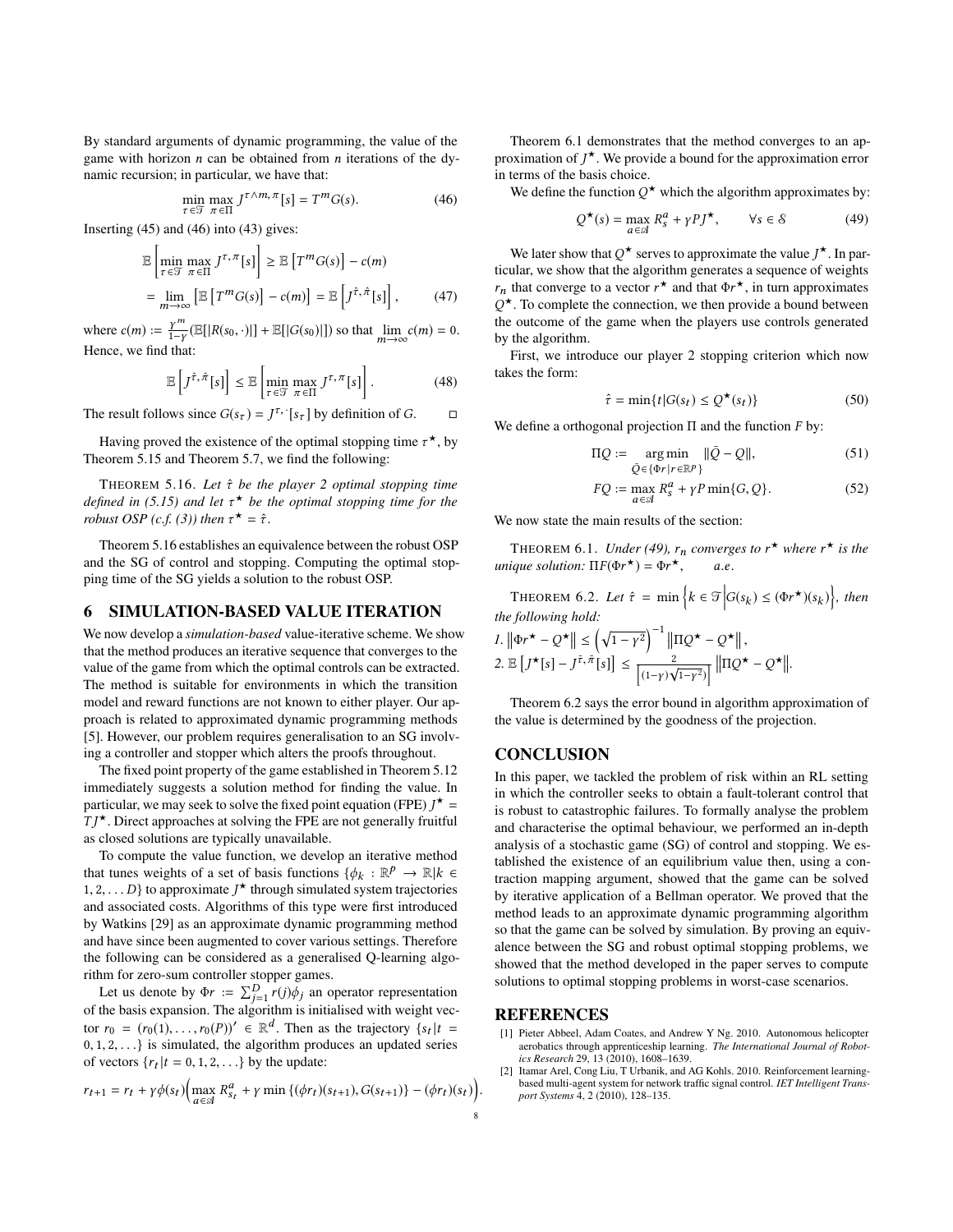By standard arguments of dynamic programming, the value of the game with horizon $n$ can be obtained from $n$ iterations of the dynamic recursion; in particular, we have that:

$$\min_{\tau \in \mathcal{T}} \max_{\pi \in \Pi} J^{\tau \wedge m, \pi}[s] = T^m G(s). \tag{46}$$

Inserting (45) and (46) into (43) gives:

$$\mathbb{E}\left[\min_{\tau \in \mathcal{T}} \max_{\pi \in \Pi} J^{\tau,\pi}[s]\right] \geq \mathbb{E}\left[T^m G(s)\right] - c(m)$$

$$= \lim_{m \to \infty} \left[\mathbb{E}\left[T^m G(s)\right] - c(m)\right] = \mathbb{E}\left[J^{\hat{\tau},\hat{\pi}}[s]\right], \tag{47}$$

where $c(m) := \frac{\gamma^m}{1-\gamma}(\mathbb{E}[|R(s_0, \cdot)|] + \mathbb{E}[|G(s_0)|])$ so that $\lim_{m \to \infty} c(m) = 0$. Hence, we find that:

$$\mathbb{E}\left[J^{\hat{\tau},\hat{\pi}}[s]\right] \leq \mathbb{E}\left[\min_{\tau \in \mathcal{T}} \max_{\pi \in \Pi} J^{\tau,\pi}[s]\right]. \tag{48}$$

The result follows since $G(s_\tau) = J^{\tau,\cdot}[s_\tau]$ by definition of $G$. □

Having proved the existence of the optimal stopping time $\tau^\star$, by Theorem 5.15 and Theorem 5.7, we find the following:

THEOREM 5.16. *Let $\hat{\tau}$ be the player 2 optimal stopping time defined in (5.15) and let $\tau^\star$ be the optimal stopping time for the robust OSP (c.f. (3)) then $\tau^\star = \hat{\tau}$.*

Theorem 5.16 establishes an equivalence between the robust OSP and the SG of control and stopping. Computing the optimal stopping time of the SG yields a solution to the robust OSP.

## 6 SIMULATION-BASED VALUE ITERATION

We now develop a *simulation-based* value-iterative scheme. We show that the method produces an iterative sequence that converges to the value of the game from which the optimal controls can be extracted. The method is suitable for environments in which the transition model and reward functions are not known to either player. Our approach is related to approximated dynamic programming methods [5]. However, our problem requires generalisation to an SG involving a controller and stopper which alters the proofs throughout.

The fixed point property of the game established in Theorem 5.12 immediately suggests a solution method for finding the value. In particular, we may seek to solve the fixed point equation (FPE) $J^\star = TJ^\star$. Direct approaches at solving the FPE are not generally fruitful as closed solutions are typically unavailable.

To compute the value function, we develop an iterative method that tunes weights of a set of basis functions $\{\phi_k : \mathbb{R}^p \to \mathbb{R} | k \in 1, 2, \ldots D\}$ to approximate $J^\star$ through simulated system trajectories and associated costs. Algorithms of this type were first introduced by Watkins [29] as an approximate dynamic programming method and have since been augmented to cover various settings. Therefore the following can be considered as a generalised Q-learning algorithm for zero-sum controller stopper games.

Let us denote by $\Phi r := \sum_{j=1}^{D} r(j)\phi_j$ an operator representation of the basis expansion. The algorithm is initialised with weight vector $r_0 = (r_0(1), \ldots, r_0(P))' \in \mathbb{R}^d$. Then as the trajectory $\{s_t | t = 0, 1, 2, \ldots\}$ is simulated, the algorithm produces an updated series of vectors $\{r_t | t = 0, 1, 2, \ldots\}$ by the update:

$$r_{t+1} = r_t + \gamma\phi(s_t)\Big(\max_{a \in \mathcal{A}} R^a_{s_t} + \gamma \min\{(\phi r_t)(s_{t+1}), G(s_{t+1})\} - (\phi r_t)(s_t)\Big).$$

Theorem 6.1 demonstrates that the method converges to an approximation of $J^\star$. We provide a bound for the approximation error in terms of the basis choice.

We define the function $Q^\star$ which the algorithm approximates by:

$$Q^\star(s) = \max_{a \in \mathcal{A}} R^a_s + \gamma P J^\star, \qquad \forall s \in \mathcal{S} \tag{49}$$

We later show that $Q^\star$ serves to approximate the value $J^\star$. In particular, we show that the algorithm generates a sequence of weights $r_n$ that converge to a vector $r^\star$ and that $\Phi r^\star$, in turn approximates $Q^\star$. To complete the connection, we then provide a bound between the outcome of the game when the players use controls generated by the algorithm.

First, we introduce our player 2 stopping criterion which now takes the form:

$$\hat{\tau} = \min\{t | G(s_t) \leq Q^\star(s_t)\} \tag{50}$$

We define a orthogonal projection $\Pi$ and the function $F$ by:

$$\Pi Q := \underset{\bar{Q} \in \{\Phi r | r \in \mathbb{R}^p\}}{\arg\min} \|\bar{Q} - Q\|, \tag{51}$$

$$FQ := \max_{a \in \mathcal{A}} R^a_s + \gamma P \min\{G, Q\}. \tag{52}$$

We now state the main results of the section:

THEOREM 6.1. *Under (49), $r_n$ converges to $r^\star$ where $r^\star$ is the unique solution: $\Pi F(\Phi r^\star) = \Phi r^\star$, $\qquad$ a.e.*

THEOREM 6.2. *Let $\hat{\tau} = \min\left\{k \in \mathcal{T} \middle| G(s_k) \leq (\Phi r^\star)(s_k)\right\}$, then the following hold:*

1. $\left\|\Phi r^\star - Q^\star\right\| \leq \left(\sqrt{1-\gamma^2}\right)^{-1} \left\|\Pi Q^\star - Q^\star\right\|$,
2. $\mathbb{E}\left[J^\star[s] - J^{\tilde{\tau},\hat{\pi}}[s]\right] \leq \frac{2}{\left[(1-\gamma)\sqrt{1-\gamma^2}\right]} \left\|\Pi Q^\star - Q^\star\right\|$.

Theorem 6.2 says the error bound in algorithm approximation of the value is determined by the goodness of the projection.

## CONCLUSION

In this paper, we tackled the problem of risk within an RL setting in which the controller seeks to obtain a fault-tolerant control that is robust to catastrophic failures. To formally analyse the problem and characterise the optimal behaviour, we performed an in-depth analysis of a stochastic game (SG) of control and stopping. We established the existence of an equilibrium value then, using a contraction mapping argument, showed that the game can be solved by iterative application of a Bellman operator. We proved that the method leads to an approximate dynamic programming algorithm so that the game can be solved by simulation. By proving an equivalence between the SG and robust optimal stopping problems, we showed that the method developed in the paper serves to compute solutions to optimal stopping problems in worst-case scenarios.

## REFERENCES

[1] Pieter Abbeel, Adam Coates, and Andrew Y Ng. 2010. Autonomous helicopter aerobatics through apprenticeship learning. *The International Journal of Robotics Research* 29, 13 (2010), 1608–1639.

[2] Itamar Arel, Cong Liu, T Urbanik, and AG Kohls. 2010. Reinforcement learning-based multi-agent system for network traffic signal control. *IET Intelligent Transport Systems* 4, 2 (2010), 128–135.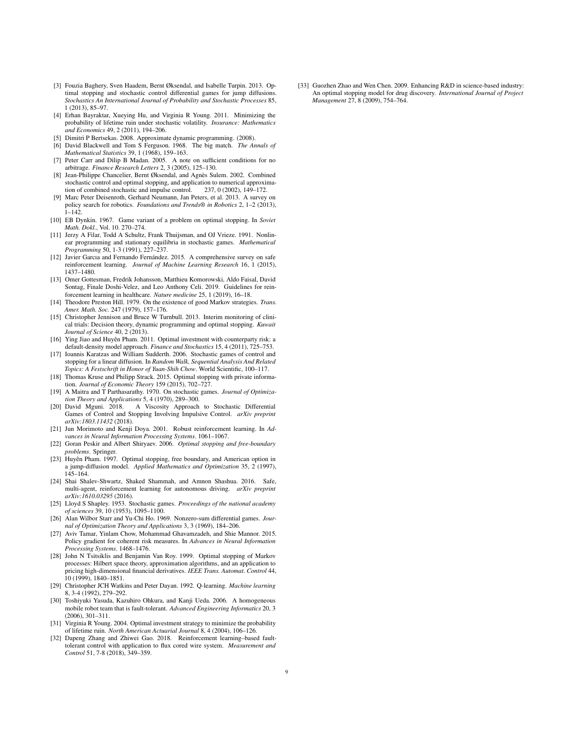[3] Fouzia Baghery, Sven Haadem, Bernt Øksendal, and Isabelle Turpin. 2013. Optimal stopping and stochastic control differential games for jump diffusions. *Stochastics An International Journal of Probability and Stochastic Processes* 85, 1 (2013), 85–97.

[4] Erhan Bayraktar, Xueying Hu, and Virginia R Young. 2011. Minimizing the probability of lifetime ruin under stochastic volatility. *Insurance: Mathematics and Economics* 49, 2 (2011), 194–206.

[5] Dimitri P Bertsekas. 2008. Approximate dynamic programming. (2008).

[6] David Blackwell and Tom S Ferguson. 1968. The big match. *The Annals of Mathematical Statistics* 39, 1 (1968), 159–163.

[7] Peter Carr and Dilip B Madan. 2005. A note on sufficient conditions for no arbitrage. *Finance Research Letters* 2, 3 (2005), 125–130.

[8] Jean-Philippe Chancelier, Bernt Øksendal, and Agnès Sulem. 2002. Combined stochastic control and optimal stopping, and application to numerical approximation of combined stochastic and impulse control. 237, 0 (2002), 149–172.

[9] Marc Peter Deisenroth, Gerhard Neumann, Jan Peters, et al. 2013. A survey on policy search for robotics. *Foundations and Trends® in Robotics* 2, 1–2 (2013), 1–142.

[10] EB Dynkin. 1967. Game variant of a problem on optimal stopping. In *Soviet Math. Dokl.*, Vol. 10. 270–274.

[11] Jerzy A Filar, Todd A Schultz, Frank Thuijsman, and OJ Vrieze. 1991. Nonlinear programming and stationary equilibria in stochastic games. *Mathematical Programming* 50, 1-3 (1991), 227–237.

[12] Javier Garcıa and Fernando Fernández. 2015. A comprehensive survey on safe reinforcement learning. *Journal of Machine Learning Research* 16, 1 (2015), 1437–1480.

[13] Omer Gottesman, Fredrik Johansson, Matthieu Komorowski, Aldo Faisal, David Sontag, Finale Doshi-Velez, and Leo Anthony Celi. 2019. Guidelines for reinforcement learning in healthcare. *Nature medicine* 25, 1 (2019), 16–18.

[14] Theodore Preston Hill. 1979. On the existence of good Markov strategies. *Trans. Amer. Math. Soc.* 247 (1979), 157–176.

[15] Christopher Jennison and Bruce W Turnbull. 2013. Interim monitoring of clinical trials: Decision theory, dynamic programming and optimal stopping. *Kuwait Journal of Science* 40, 2 (2013).

[16] Ying Jiao and Huyên Pham. 2011. Optimal investment with counterparty risk: a default-density model approach. *Finance and Stochastics* 15, 4 (2011), 725–753.

[17] Ioannis Karatzas and William Sudderth. 2006. Stochastic games of control and stopping for a linear diffusion. In *Random Walk, Sequential Analysis And Related Topics: A Festschrift in Honor of Yuan-Shih Chow*. World Scientific, 100–117.

[18] Thomas Kruse and Philipp Strack. 2015. Optimal stopping with private information. *Journal of Economic Theory* 159 (2015), 702–727.

[19] A Maitra and T Parthasarathy. 1970. On stochastic games. *Journal of Optimization Theory and Applications* 5, 4 (1970), 289–300.

[20] David Mguni. 2018. A Viscosity Approach to Stochastic Differential Games of Control and Stopping Involving Impulsive Control. *arXiv preprint arXiv:1803.11432* (2018).

[21] Jun Morimoto and Kenji Doya. 2001. Robust reinforcement learning. In *Advances in Neural Information Processing Systems*. 1061–1067.

[22] Goran Peskir and Albert Shiryaev. 2006. *Optimal stopping and free-boundary problems*. Springer.

[23] Huyên Pham. 1997. Optimal stopping, free boundary, and American option in a jump-diffusion model. *Applied Mathematics and Optimization* 35, 2 (1997), 145–164.

[24] Shai Shalev-Shwartz, Shaked Shammah, and Amnon Shashua. 2016. Safe, multi-agent, reinforcement learning for autonomous driving. *arXiv preprint arXiv:1610.03295* (2016).

[25] Lloyd S Shapley. 1953. Stochastic games. *Proceedings of the national academy of sciences* 39, 10 (1953), 1095–1100.

[26] Alan Wilbor Starr and Yu-Chi Ho. 1969. Nonzero-sum differential games. *Journal of Optimization Theory and Applications* 3, 3 (1969), 184–206.

[27] Aviv Tamar, Yinlam Chow, Mohammad Ghavamzadeh, and Shie Mannor. 2015. Policy gradient for coherent risk measures. In *Advances in Neural Information Processing Systems*. 1468–1476.

[28] John N Tsitsiklis and Benjamin Van Roy. 1999. Optimal stopping of Markov processes: Hilbert space theory, approximation algorithms, and an application to pricing high-dimensional financial derivatives. *IEEE Trans. Automat. Control* 44, 10 (1999), 1840–1851.

[29] Christopher JCH Watkins and Peter Dayan. 1992. Q-learning. *Machine learning* 8, 3-4 (1992), 279–292.

[30] Toshiyuki Yasuda, Kazuhiro Ohkura, and Kanji Ueda. 2006. A homogeneous mobile robot team that is fault-tolerant. *Advanced Engineering Informatics* 20, 3 (2006), 301–311.

[31] Virginia R Young. 2004. Optimal investment strategy to minimize the probability of lifetime ruin. *North American Actuarial Journal* 8, 4 (2004), 106–126.

[32] Dapeng Zhang and Zhiwei Gao. 2018. Reinforcement learning–based fault-tolerant control with application to flux cored wire system. *Measurement and Control* 51, 7-8 (2018), 349–359.

[33] Guozhen Zhao and Wen Chen. 2009. Enhancing R&D in science-based industry: An optimal stopping model for drug discovery. *International Journal of Project Management* 27, 8 (2009), 754–764.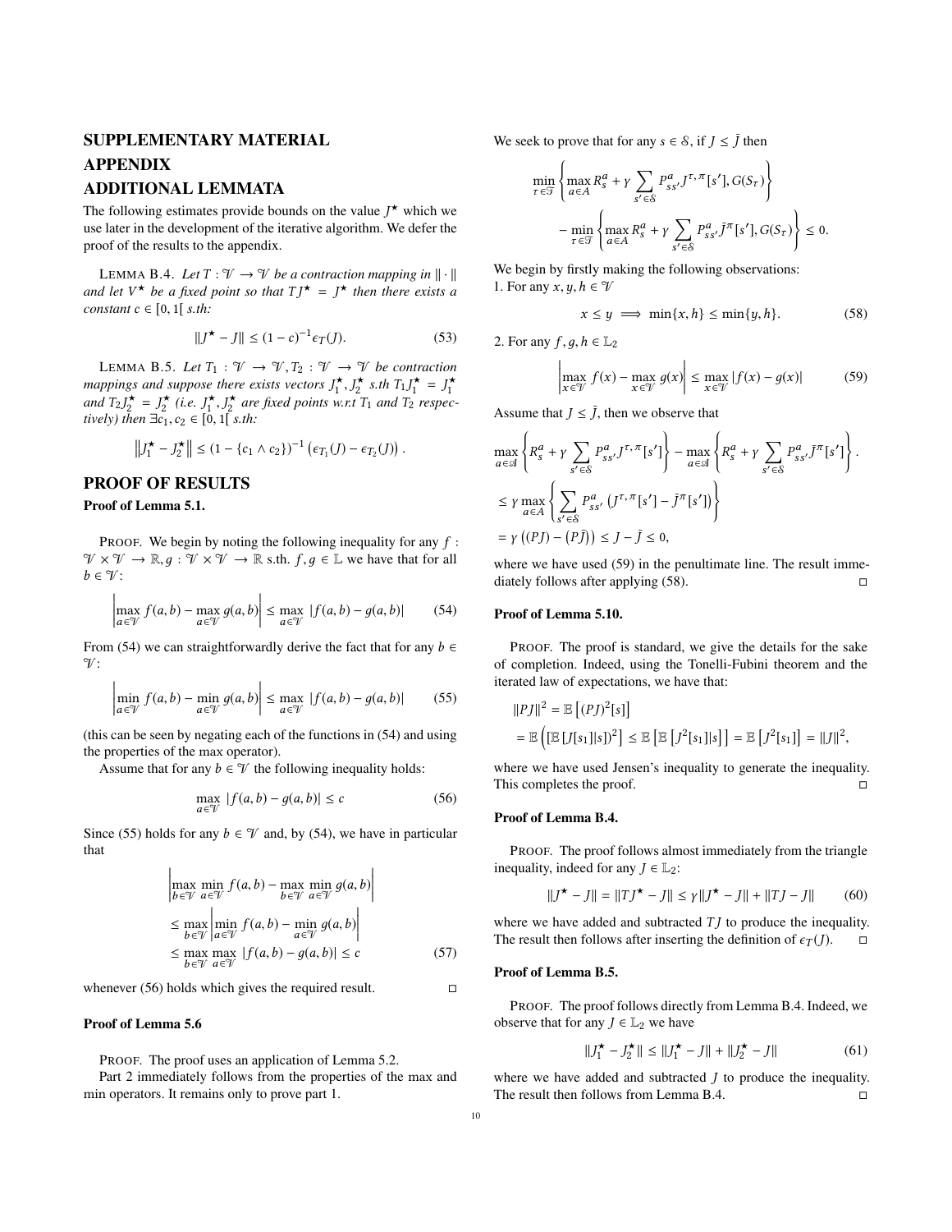# SUPPLEMENTARY MATERIAL

# APPENDIX

# ADDITIONAL LEMMATA

The following estimates provide bounds on the value $J^\star$ which we use later in the development of the iterative algorithm. We defer the proof of the results to the appendix.

LEMMA B.4. *Let $T : \mathcal{V} \to \mathcal{V}$ be a contraction mapping in $\|\cdot\|$ and let $V^\star$ be a fixed point so that $TJ^\star = J^\star$ then there exists a constant $c \in [0, 1[$ s.th:*

$$\|J^\star - J\| \leq (1-c)^{-1}\epsilon_T(J). \tag{53}$$

LEMMA B.5. *Let $T_1 : \mathcal{V} \to \mathcal{V}, T_2 : \mathcal{V} \to \mathcal{V}$ be contraction mappings and suppose there exists vectors $J_1^\star, J_2^\star$ s.th $T_1 J_1^\star = J_1^\star$ and $T_2 J_2^\star = J_2^\star$ (i.e. $J_1^\star, J_2^\star$ are fixed points w.r.t $T_1$ and $T_2$ respectively) then $\exists c_1, c_2 \in [0, 1[$ s.th:*

$$\left\|J_1^\star - J_2^\star\right\| \leq (1 - \{c_1 \wedge c_2\})^{-1}\left(\epsilon_{T_1}(J) - \epsilon_{T_2}(J)\right).$$

# PROOF OF RESULTS

### Proof of Lemma 5.1.

PROOF. We begin by noting the following inequality for any $f : \mathcal{V} \times \mathcal{V} \to \mathbb{R}, g : \mathcal{V} \times \mathcal{V} \to \mathbb{R}$ s.th. $f, g \in \mathbb{L}$ we have that for all $b \in \mathcal{V}$:

$$\left|\max_{a\in\mathcal{V}} f(a,b) - \max_{a\in\mathcal{V}} g(a,b)\right| \leq \max_{a\in\mathcal{V}} |f(a,b) - g(a,b)| \tag{54}$$

From (54) we can straightforwardly derive the fact that for any $b \in \mathcal{V}$:

$$\left|\min_{a\in\mathcal{V}} f(a,b) - \min_{a\in\mathcal{V}} g(a,b)\right| \leq \max_{a\in\mathcal{V}} |f(a,b) - g(a,b)| \tag{55}$$

(this can be seen by negating each of the functions in (54) and using the properties of the max operator).

Assume that for any $b \in \mathcal{V}$ the following inequality holds:

$$\max_{a\in\mathcal{V}} |f(a,b) - g(a,b)| \leq c \tag{56}$$

Since (55) holds for any $b \in \mathcal{V}$ and, by (54), we have in particular that

$$\begin{aligned}
&\left|\max_{b\in\mathcal{V}} \min_{a\in\mathcal{V}} f(a,b) - \max_{b\in\mathcal{V}} \min_{a\in\mathcal{V}} g(a,b)\right| \\
&\leq \max_{b\in\mathcal{V}} \left|\min_{a\in\mathcal{V}} f(a,b) - \min_{a\in\mathcal{V}} g(a,b)\right| \\
&\leq \max_{b\in\mathcal{V}} \max_{a\in\mathcal{V}} |f(a,b) - g(a,b)| \leq c
\end{aligned} \tag{57}$$

whenever (56) holds which gives the required result. □

### Proof of Lemma 5.6

PROOF. The proof uses an application of Lemma 5.2.

Part 2 immediately follows from the properties of the max and min operators. It remains only to prove part 1.

We seek to prove that for any $s \in \mathcal{S}$, if $J \leq \bar{J}$ then

$$\begin{aligned}
&\min_{\tau\in\mathcal{T}}\left\{\max_{a\in A} R_s^a + \gamma \sum_{s'\in\mathcal{S}} P_{ss'}^a J^{\tau,\pi}[s'], G(S_\tau)\right\} \\
&\quad - \min_{\tau\in\mathcal{T}}\left\{\max_{a\in A} R_s^a + \gamma \sum_{s'\in\mathcal{S}} P_{ss'}^a \bar{J}^{\pi}[s'], G(S_\tau)\right\} \leq 0.
\end{aligned}$$

We begin by firstly making the following observations:
1. For any $x, y, h \in \mathcal{V}$

$$x \leq y \implies \min\{x, h\} \leq \min\{y, h\}. \tag{58}$$

2. For any $f, g, h \in \mathbb{L}_2$

$$\left|\max_{x\in\mathcal{V}} f(x) - \max_{x\in\mathcal{V}} g(x)\right| \leq \max_{x\in\mathcal{V}} |f(x) - g(x)| \tag{59}$$

Assume that $J \leq \bar{J}$, then we observe that

$$\begin{aligned}
&\max_{a\in\mathcal{A}}\left\{R_s^a + \gamma \sum_{s'\in\mathcal{S}} P_{ss'}^a J^{\tau,\pi}[s']\right\} - \max_{a\in\mathcal{A}}\left\{R_s^a + \gamma \sum_{s'\in\mathcal{S}} P_{ss'}^a \bar{J}^{\pi}[s']\right\}. \\
&\leq \gamma \max_{a\in A}\left\{\sum_{s'\in\mathcal{S}} P_{ss'}^a \left(J^{\tau,\pi}[s'] - \bar{J}^{\pi}[s']\right)\right\} \\
&= \gamma\left((PJ) - (P\bar{J})\right) \leq J - \bar{J} \leq 0,
\end{aligned}$$

where we have used (59) in the penultimate line. The result immediately follows after applying (58). □

### Proof of Lemma 5.10.

PROOF. The proof is standard, we give the details for the sake of completion. Indeed, using the Tonelli-Fubini theorem and the iterated law of expectations, we have that:

$$\begin{aligned}
&\|PJ\|^2 = \mathbb{E}\left[(PJ)^2[s]\right] \\
&= \mathbb{E}\left(\left[\mathbb{E}\left[J[s_1]|s\right]\right)^2\right] \leq \mathbb{E}\left[\mathbb{E}\left[J^2[s_1]|s\right]\right] = \mathbb{E}\left[J^2[s_1]\right] = \|J\|^2,
\end{aligned}$$

where we have used Jensen's inequality to generate the inequality. This completes the proof. □

### Proof of Lemma B.4.

PROOF. The proof follows almost immediately from the triangle inequality, indeed for any $J \in \mathbb{L}_2$:

$$\|J^\star - J\| = \|TJ^\star - J\| \leq \gamma\|J^\star - J\| + \|TJ - J\| \tag{60}$$

where we have added and subtracted $TJ$ to produce the inequality. The result then follows after inserting the definition of $\epsilon_T(J)$. □

### Proof of Lemma B.5.

PROOF. The proof follows directly from Lemma B.4. Indeed, we observe that for any $J \in \mathbb{L}_2$ we have

$$\|J_1^\star - J_2^\star\| \leq \|J_1^\star - J\| + \|J_2^\star - J\| \tag{61}$$

where we have added and subtracted $J$ to produce the inequality. The result then follows from Lemma B.4. □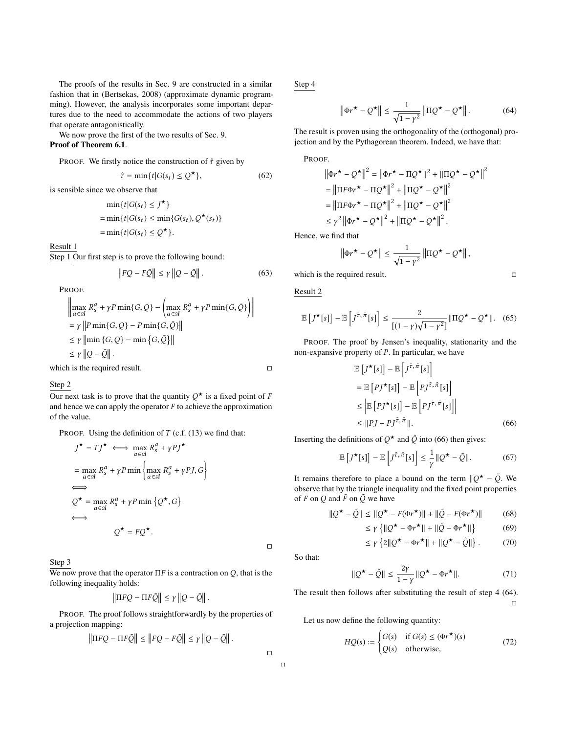The proofs of the results in Sec. 9 are constructed in a similar fashion that in (Bertsekas, 2008) (approximate dynamic programming). However, the analysis incorporates some important departures due to the need to accommodate the actions of two players that operate antagonistically.

We now prove the first of the two results of Sec. 9.

**Proof of Theorem 6.1**.

PROOF. We firstly notice the construction of $\hat{\tau}$ given by

$$\hat{\tau} = \min\{t|G(s_t) \leq Q^\star\}, \tag{62}$$

is sensible since we observe that

$$\begin{aligned}
&\min\{t|G(s_t) \leq J^\star\} \\
=&\min\{t|G(s_t) \leq \min\{G(s_t), Q^\star(s_t)\} \\
=&\min\{t|G(s_t) \leq Q^\star\}.
\end{aligned}$$

Result 1

Step 1 Our first step is to prove the following bound:

$$\left\|FQ - F\bar{Q}\right\| \leq \gamma \left\|Q - \bar{Q}\right\|. \tag{63}$$

PROOF.

$$\begin{aligned}
&\left\|\max_{a\in\mathcal{A}} R_s^a + \gamma P \min\{G, Q\} - \left(\max_{a\in\mathcal{A}} R_s^a + \gamma P \min\{G, \bar{Q}\}\right)\right\| \\
&= \gamma \left\|P \min\{G, Q\} - P \min\{G, \bar{Q}\}\right\| \\
&\leq \gamma \left\|\min\{G, Q\} - \min\{G, \bar{Q}\}\right\| \\
&\leq \gamma \left\|Q - \bar{Q}\right\|.
\end{aligned}$$

which is the required result. □

Step 2

Our next task is to prove that the quantity $Q^\star$ is a fixed point of $F$ and hence we can apply the operator $F$ to achieve the approximation of the value.

PROOF. Using the definition of $T$ (c.f. (13) we find that:

$$\begin{aligned}
&J^\star = TJ^\star \iff \max_{a\in\mathcal{A}} R_s^a + \gamma P J^\star \\
&= \max_{a\in\mathcal{A}} R_s^a + \gamma P \min\left\{\max_{a\in\mathcal{A}} R_s^a + \gamma P J, G\right\} \\
&\iff \\
&Q^\star = \max_{a\in\mathcal{A}} R_s^a + \gamma P \min\left\{Q^\star, G\right\} \\
&\iff \\
&\qquad Q^\star = FQ^\star.
\end{aligned}$$

□

Step 3

We now prove that the operator $\Pi F$ is a contraction on $Q$, that is the following inequality holds:

$$\left\|\Pi FQ - \Pi F\bar{Q}\right\| \leq \gamma \left\|Q - \bar{Q}\right\|.$$

PROOF. The proof follows straightforwardly by the properties of a projection mapping:

$$\left\|\Pi FQ - \Pi F\bar{Q}\right\| \leq \left\|FQ - F\bar{Q}\right\| \leq \gamma \left\|Q - \bar{Q}\right\|.$$

□

Step 4

$$\left\|\Phi r^\star - Q^\star\right\| \leq \frac{1}{\sqrt{1-\gamma^2}} \left\|\Pi Q^\star - Q^\star\right\|. \tag{64}$$

The result is proven using the orthogonality of the (orthogonal) projection and by the Pythagorean theorem. Indeed, we have that:

PROOF.

$$\begin{aligned}
&\left\|\Phi r^\star - Q^\star\right\|^2 = \left\|\Phi r^\star - \Pi Q^\star\right\|^2 + \left\|\Pi Q^\star - Q^\star\right\|^2 \\
&= \left\|\Pi F \Phi r^\star - \Pi Q^\star\right\|^2 + \left\|\Pi Q^\star - Q^\star\right\|^2 \\
&= \left\|\Pi F \Phi r^\star - \Pi Q^\star\right\|^2 + \left\|\Pi Q^\star - Q^\star\right\|^2 \\
&\leq \gamma^2 \left\|\Phi r^\star - Q^\star\right\|^2 + \left\|\Pi Q^\star - Q^\star\right\|^2.
\end{aligned}$$

Hence, we find that

$$\left\|\Phi r^\star - Q^\star\right\| \leq \frac{1}{\sqrt{1-\gamma^2}} \left\|\Pi Q^\star - Q^\star\right\|,$$

which is the required result. □

Result 2

$$\mathbb{E}\left[J^\star[s]\right] - \mathbb{E}\left[J^{\tilde{\tau},\hat{\pi}}[s]\right] \leq \frac{2}{\left[(1-\gamma)\sqrt{1-\gamma^2}\right]} \|\Pi Q^\star - Q^\star\|. \tag{65}$$

PROOF. The proof by Jensen's inequality, stationarity and the non-expansive property of $P$. In particular, we have

$$\begin{aligned}
&\mathbb{E}\left[J^\star[s]\right] - \mathbb{E}\left[J^{\tilde{\tau},\hat{\pi}}[s]\right] \\
&= \mathbb{E}\left[PJ^\star[s]\right] - \mathbb{E}\left[PJ^{\tilde{\tau},\hat{\pi}}[s]\right] \\
&\leq \left|\mathbb{E}\left[PJ^\star[s]\right] - \mathbb{E}\left[PJ^{\tilde{\tau},\hat{\pi}}[s]\right]\right| \\
&\leq \|PJ - PJ^{\tilde{\tau},\hat{\pi}}\|.
\end{aligned} \tag{66}$$

Inserting the definitions of $Q^\star$ and $\tilde{Q}$ into (66) then gives:

$$\mathbb{E}\left[J^\star[s]\right] - \mathbb{E}\left[J^{\tilde{\tau},\hat{\pi}}[s]\right] \leq \frac{1}{\gamma} \|Q^\star - \tilde{Q}\|. \tag{67}$$

It remains therefore to place a bound on the term $\|Q^\star - \tilde{Q}$. We observe that by the triangle inequality and the fixed point properties of $F$ on $Q$ and $\tilde{F}$ on $\tilde{Q}$ we have

$$\begin{aligned}
\|Q^\star - \tilde{Q}\| &\leq \|Q^\star - F(\Phi r^\star)\| + \|\tilde{Q} - F(\Phi r^\star)\| && (68) \\
&\leq \gamma \left\{\|Q^\star - \Phi r^\star\| + \|\tilde{Q} - \Phi r^\star\|\right\} && (69) \\
&\leq \gamma \left\{2\|Q^\star - \Phi r^\star\| + \|Q^\star - \tilde{Q}\|\right\}. && (70)
\end{aligned}$$

So that:

$$\|Q^\star - \tilde{Q}\| \leq \frac{2\gamma}{1-\gamma} \|Q^\star - \Phi r^\star\|. \tag{71}$$

The result then follows after substituting the result of step 4 (64). □

Let us now define the following quantity:

$$HQ(s) := \begin{cases} G(s) & \text{if } G(s) \leq (\Phi r^\star)(s) \\ Q(s) & \text{otherwise,} \end{cases} \tag{72}$$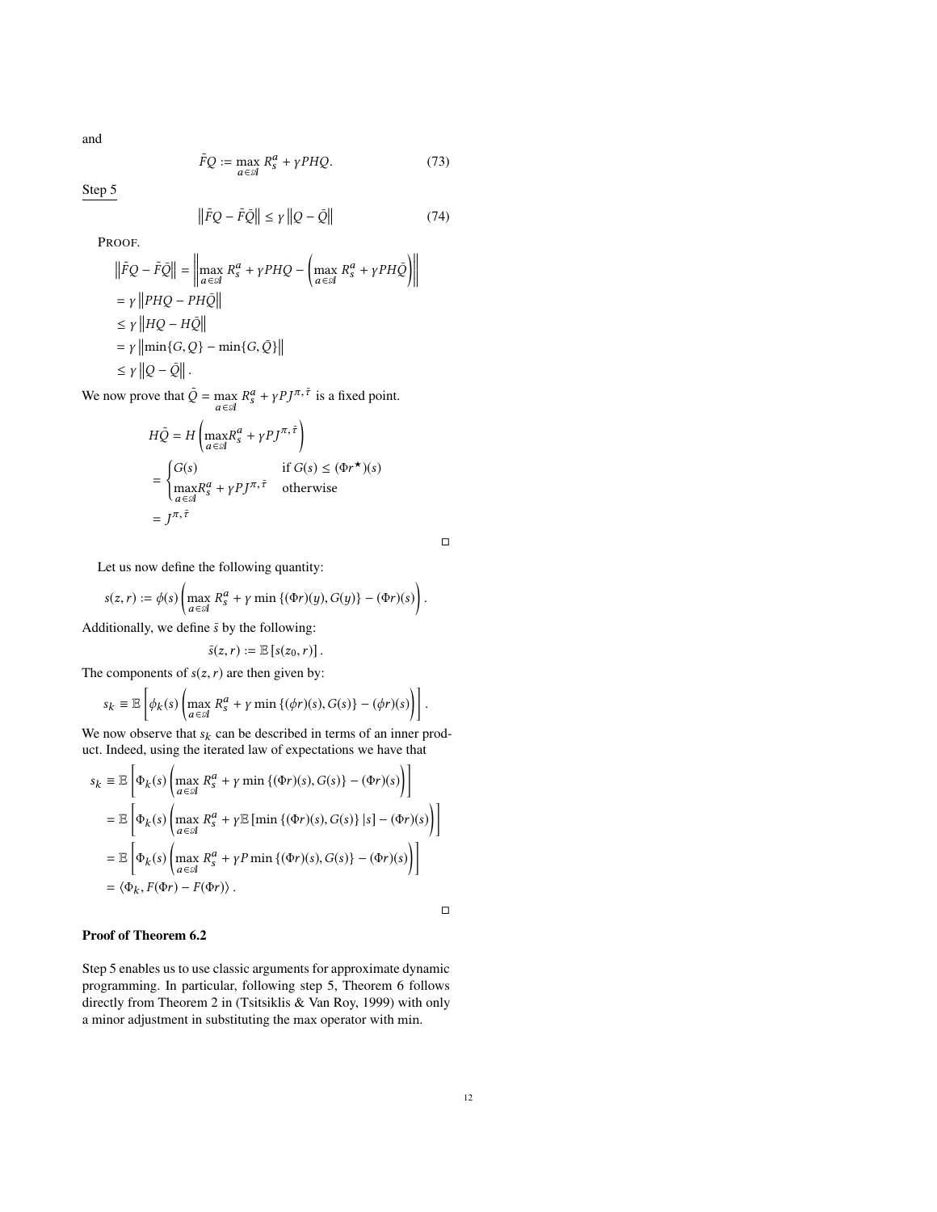and

$$\tilde{F}Q := \max_{a \in \mathcal{A}} R_s^a + \gamma PHQ. \tag{73}$$

Step 5

$$\left\|\tilde{F}Q - \tilde{F}\bar{Q}\right\| \leq \gamma \left\|Q - \bar{Q}\right\| \tag{74}$$

PROOF.

$$\begin{aligned}
\left\|\tilde{F}Q - \tilde{F}\bar{Q}\right\| &= \left\|\max_{a \in \mathcal{A}} R_s^a + \gamma PHQ - \left(\max_{a \in \mathcal{A}} R_s^a + \gamma PH\bar{Q}\right)\right\| \\
&= \gamma \left\|PHQ - PH\bar{Q}\right\| \\
&\leq \gamma \left\|HQ - H\bar{Q}\right\| \\
&= \gamma \left\|\min\{G, Q\} - \min\{G, \bar{Q}\}\right\| \\
&\leq \gamma \left\|Q - \bar{Q}\right\|.
\end{aligned}$$

We now prove that $\tilde{Q} = \max_{a \in \mathcal{A}} R_s^a + \gamma PJ^{\pi,\tilde{\tau}}$ is a fixed point.

$$\begin{aligned}
H\tilde{Q} &= H\left(\max_{a \in \mathcal{A}} R_s^a + \gamma PJ^{\pi,\tilde{\tau}}\right) \\
&= \begin{cases} G(s) & \text{if } G(s) \leq (\Phi r^{\star})(s) \\ \max_{a \in \mathcal{A}} R_s^a + \gamma PJ^{\pi,\tilde{\tau}} & \text{otherwise} \end{cases} \\
&= J^{\pi,\tilde{\tau}}
\end{aligned}$$

□

Let us now define the following quantity:

$$s(z, r) := \phi(s)\left(\max_{a \in \mathcal{A}} R_s^a + \gamma \min\left\{(\Phi r)(y), G(y)\right\} - (\Phi r)(s)\right).$$

Additionally, we define $\bar{s}$ by the following:

$$\bar{s}(z, r) := \mathbb{E}\left[s(z_0, r)\right].$$

The components of $s(z, r)$ are then given by:

$$s_k \equiv \mathbb{E}\left[\phi_k(s)\left(\max_{a \in \mathcal{A}} R_s^a + \gamma \min\left\{(\phi r)(s), G(s)\right\} - (\phi r)(s)\right)\right].$$

We now observe that $s_k$ can be described in terms of an inner product. Indeed, using the iterated law of expectations we have that

$$\begin{aligned}
s_k &\equiv \mathbb{E}\left[\Phi_k(s)\left(\max_{a \in \mathcal{A}} R_s^a + \gamma \min\left\{(\Phi r)(s), G(s)\right\} - (\Phi r)(s)\right)\right] \\
&= \mathbb{E}\left[\Phi_k(s)\left(\max_{a \in \mathcal{A}} R_s^a + \gamma \mathbb{E}\left[\min\left\{(\Phi r)(s), G(s)\right\} | s\right] - (\Phi r)(s)\right)\right] \\
&= \mathbb{E}\left[\Phi_k(s)\left(\max_{a \in \mathcal{A}} R_s^a + \gamma P \min\left\{(\Phi r)(s), G(s)\right\} - (\Phi r)(s)\right)\right] \\
&= \left\langle \Phi_k, F(\Phi r) - F(\Phi r)\right\rangle.
\end{aligned}$$

□

## Proof of Theorem 6.2

Step 5 enables us to use classic arguments for approximate dynamic programming. In particular, following step 5, Theorem 6 follows directly from Theorem 2 in (Tsitsiklis & Van Roy, 1999) with only a minor adjustment in substituting the max operator with min.